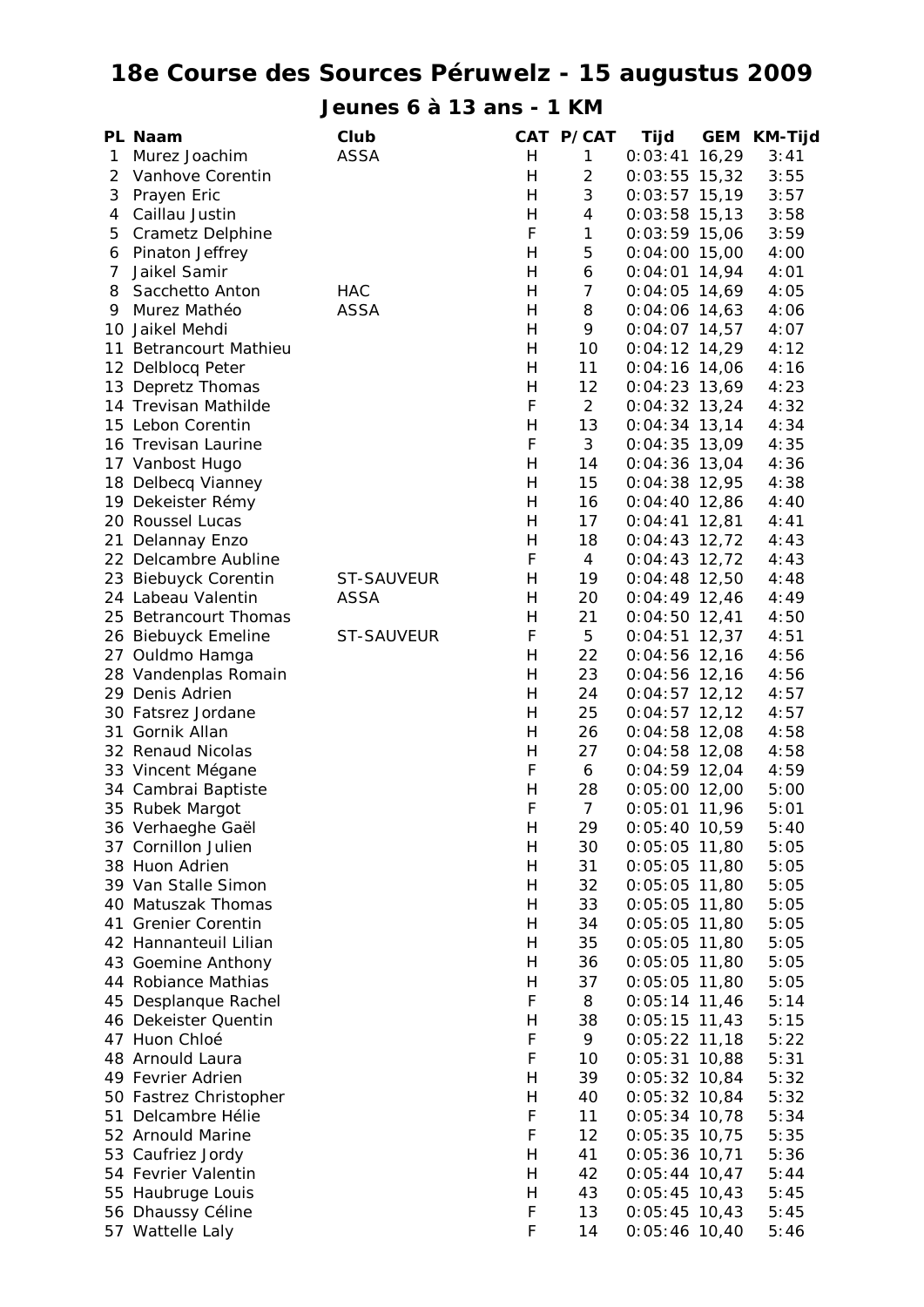# 18e Course des Sources Péruwelz - 15 augustus 2009

## Jeunes 6 à 13 ans - 1 KM

| PL | Naam | Club | CAT | P/CAT | Tijd | GEM | KM-Tijd |
|---|---|---|---|---|---|---|---|
| 1 | Murez Joachim | ASSA | H | 1 | 0:03:41 | 16,29 | 3:41 |
| 2 | Vanhove Corentin | | H | 2 | 0:03:55 | 15,32 | 3:55 |
| 3 | Prayen Eric | | H | 3 | 0:03:57 | 15,19 | 3:57 |
| 4 | Caillau Justin | | H | 4 | 0:03:58 | 15,13 | 3:58 |
| 5 | Crametz Delphine | | F | 1 | 0:03:59 | 15,06 | 3:59 |
| 6 | Pinaton Jeffrey | | H | 5 | 0:04:00 | 15,00 | 4:00 |
| 7 | Jaikel Samir | | H | 6 | 0:04:01 | 14,94 | 4:01 |
| 8 | Sacchetto Anton | HAC | H | 7 | 0:04:05 | 14,69 | 4:05 |
| 9 | Murez Mathéo | ASSA | H | 8 | 0:04:06 | 14,63 | 4:06 |
| 10 | Jaikel Mehdi | | H | 9 | 0:04:07 | 14,57 | 4:07 |
| 11 | Betrancourt Mathieu | | H | 10 | 0:04:12 | 14,29 | 4:12 |
| 12 | Delblocq Peter | | H | 11 | 0:04:16 | 14,06 | 4:16 |
| 13 | Depretz Thomas | | H | 12 | 0:04:23 | 13,69 | 4:23 |
| 14 | Trevisan Mathilde | | F | 2 | 0:04:32 | 13,24 | 4:32 |
| 15 | Lebon Corentin | | H | 13 | 0:04:34 | 13,14 | 4:34 |
| 16 | Trevisan Laurine | | F | 3 | 0:04:35 | 13,09 | 4:35 |
| 17 | Vanbost Hugo | | H | 14 | 0:04:36 | 13,04 | 4:36 |
| 18 | Delbecq Vianney | | H | 15 | 0:04:38 | 12,95 | 4:38 |
| 19 | Dekeister Rémy | | H | 16 | 0:04:40 | 12,86 | 4:40 |
| 20 | Roussel Lucas | | H | 17 | 0:04:41 | 12,81 | 4:41 |
| 21 | Delannay Enzo | | H | 18 | 0:04:43 | 12,72 | 4:43 |
| 22 | Delcambre Aubline | | F | 4 | 0:04:43 | 12,72 | 4:43 |
| 23 | Biebuyck Corentin | ST-SAUVEUR | H | 19 | 0:04:48 | 12,50 | 4:48 |
| 24 | Labeau Valentin | ASSA | H | 20 | 0:04:49 | 12,46 | 4:49 |
| 25 | Betrancourt Thomas | | H | 21 | 0:04:50 | 12,41 | 4:50 |
| 26 | Biebuyck Emeline | ST-SAUVEUR | F | 5 | 0:04:51 | 12,37 | 4:51 |
| 27 | Ouldmo Hamga | | H | 22 | 0:04:56 | 12,16 | 4:56 |
| 28 | Vandenplas Romain | | H | 23 | 0:04:56 | 12,16 | 4:56 |
| 29 | Denis Adrien | | H | 24 | 0:04:57 | 12,12 | 4:57 |
| 30 | Fatsrez Jordane | | H | 25 | 0:04:57 | 12,12 | 4:57 |
| 31 | Gornik Allan | | H | 26 | 0:04:58 | 12,08 | 4:58 |
| 32 | Renaud Nicolas | | H | 27 | 0:04:58 | 12,08 | 4:58 |
| 33 | Vincent Mégane | | F | 6 | 0:04:59 | 12,04 | 4:59 |
| 34 | Cambrai Baptiste | | H | 28 | 0:05:00 | 12,00 | 5:00 |
| 35 | Rubek Margot | | F | 7 | 0:05:01 | 11,96 | 5:01 |
| 36 | Verhaeghe Gaël | | H | 29 | 0:05:40 | 10,59 | 5:40 |
| 37 | Cornillon Julien | | H | 30 | 0:05:05 | 11,80 | 5:05 |
| 38 | Huon Adrien | | H | 31 | 0:05:05 | 11,80 | 5:05 |
| 39 | Van Stalle Simon | | H | 32 | 0:05:05 | 11,80 | 5:05 |
| 40 | Matuszak Thomas | | H | 33 | 0:05:05 | 11,80 | 5:05 |
| 41 | Grenier Corentin | | H | 34 | 0:05:05 | 11,80 | 5:05 |
| 42 | Hannanteuil Lilian | | H | 35 | 0:05:05 | 11,80 | 5:05 |
| 43 | Goemine Anthony | | H | 36 | 0:05:05 | 11,80 | 5:05 |
| 44 | Robiance Mathias | | H | 37 | 0:05:05 | 11,80 | 5:05 |
| 45 | Desplanque Rachel | | F | 8 | 0:05:14 | 11,46 | 5:14 |
| 46 | Dekeister Quentin | | H | 38 | 0:05:15 | 11,43 | 5:15 |
| 47 | Huon Chloé | | F | 9 | 0:05:22 | 11,18 | 5:22 |
| 48 | Arnould Laura | | F | 10 | 0:05:31 | 10,88 | 5:31 |
| 49 | Fevrier Adrien | | H | 39 | 0:05:32 | 10,84 | 5:32 |
| 50 | Fastrez Christopher | | H | 40 | 0:05:32 | 10,84 | 5:32 |
| 51 | Delcambre Hélie | | F | 11 | 0:05:34 | 10,78 | 5:34 |
| 52 | Arnould Marine | | F | 12 | 0:05:35 | 10,75 | 5:35 |
| 53 | Caufriez Jordy | | H | 41 | 0:05:36 | 10,71 | 5:36 |
| 54 | Fevrier Valentin | | H | 42 | 0:05:44 | 10,47 | 5:44 |
| 55 | Haubruge Louis | | H | 43 | 0:05:45 | 10,43 | 5:45 |
| 56 | Dhaussy Céline | | F | 13 | 0:05:45 | 10,43 | 5:45 |
| 57 | Wattelle Laly | | F | 14 | 0:05:46 | 10,40 | 5:46 |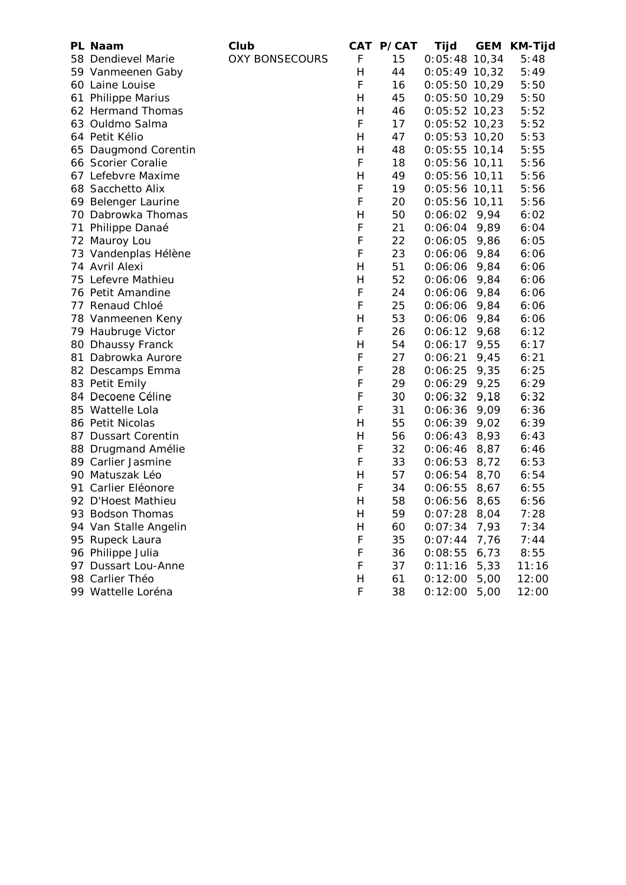| PL | Naam | Club | CAT | P/CAT | Tijd | GEM | KM-Tijd |
|---|---|---|---|---|---|---|---|
| 58 | Dendievel Marie | OXY BONSECOURS | F | 15 | 0:05:48 | 10,34 | 5:48 |
| 59 | Vanmeenen Gaby | | H | 44 | 0:05:49 | 10,32 | 5:49 |
| 60 | Laine Louise | | F | 16 | 0:05:50 | 10,29 | 5:50 |
| 61 | Philippe Marius | | H | 45 | 0:05:50 | 10,29 | 5:50 |
| 62 | Hermand Thomas | | H | 46 | 0:05:52 | 10,23 | 5:52 |
| 63 | Ouldmo Salma | | F | 17 | 0:05:52 | 10,23 | 5:52 |
| 64 | Petit Kélio | | H | 47 | 0:05:53 | 10,20 | 5:53 |
| 65 | Daugmond Corentin | | H | 48 | 0:05:55 | 10,14 | 5:55 |
| 66 | Scorier Coralie | | F | 18 | 0:05:56 | 10,11 | 5:56 |
| 67 | Lefebvre Maxime | | H | 49 | 0:05:56 | 10,11 | 5:56 |
| 68 | Sacchetto Alix | | F | 19 | 0:05:56 | 10,11 | 5:56 |
| 69 | Belenger Laurine | | F | 20 | 0:05:56 | 10,11 | 5:56 |
| 70 | Dabrowka Thomas | | H | 50 | 0:06:02 | 9,94 | 6:02 |
| 71 | Philippe Danaé | | F | 21 | 0:06:04 | 9,89 | 6:04 |
| 72 | Mauroy Lou | | F | 22 | 0:06:05 | 9,86 | 6:05 |
| 73 | Vandenplas Hélène | | F | 23 | 0:06:06 | 9,84 | 6:06 |
| 74 | Avril Alexi | | H | 51 | 0:06:06 | 9,84 | 6:06 |
| 75 | Lefevre Mathieu | | H | 52 | 0:06:06 | 9,84 | 6:06 |
| 76 | Petit Amandine | | F | 24 | 0:06:06 | 9,84 | 6:06 |
| 77 | Renaud Chloé | | F | 25 | 0:06:06 | 9,84 | 6:06 |
| 78 | Vanmeenen Keny | | H | 53 | 0:06:06 | 9,84 | 6:06 |
| 79 | Haubruge Victor | | F | 26 | 0:06:12 | 9,68 | 6:12 |
| 80 | Dhaussy Franck | | H | 54 | 0:06:17 | 9,55 | 6:17 |
| 81 | Dabrowka Aurore | | F | 27 | 0:06:21 | 9,45 | 6:21 |
| 82 | Descamps Emma | | F | 28 | 0:06:25 | 9,35 | 6:25 |
| 83 | Petit Emily | | F | 29 | 0:06:29 | 9,25 | 6:29 |
| 84 | Decoene Céline | | F | 30 | 0:06:32 | 9,18 | 6:32 |
| 85 | Wattelle Lola | | F | 31 | 0:06:36 | 9,09 | 6:36 |
| 86 | Petit Nicolas | | H | 55 | 0:06:39 | 9,02 | 6:39 |
| 87 | Dussart Corentin | | H | 56 | 0:06:43 | 8,93 | 6:43 |
| 88 | Drugmand Amélie | | F | 32 | 0:06:46 | 8,87 | 6:46 |
| 89 | Carlier Jasmine | | F | 33 | 0:06:53 | 8,72 | 6:53 |
| 90 | Matuszak Léo | | H | 57 | 0:06:54 | 8,70 | 6:54 |
| 91 | Carlier Eléonore | | F | 34 | 0:06:55 | 8,67 | 6:55 |
| 92 | D'Hoest Mathieu | | H | 58 | 0:06:56 | 8,65 | 6:56 |
| 93 | Bodson Thomas | | H | 59 | 0:07:28 | 8,04 | 7:28 |
| 94 | Van Stalle Angelin | | H | 60 | 0:07:34 | 7,93 | 7:34 |
| 95 | Rupeck Laura | | F | 35 | 0:07:44 | 7,76 | 7:44 |
| 96 | Philippe Julia | | F | 36 | 0:08:55 | 6,73 | 8:55 |
| 97 | Dussart Lou-Anne | | F | 37 | 0:11:16 | 5,33 | 11:16 |
| 98 | Carlier Théo | | H | 61 | 0:12:00 | 5,00 | 12:00 |
| 99 | Wattelle Loréna | | F | 38 | 0:12:00 | 5,00 | 12:00 |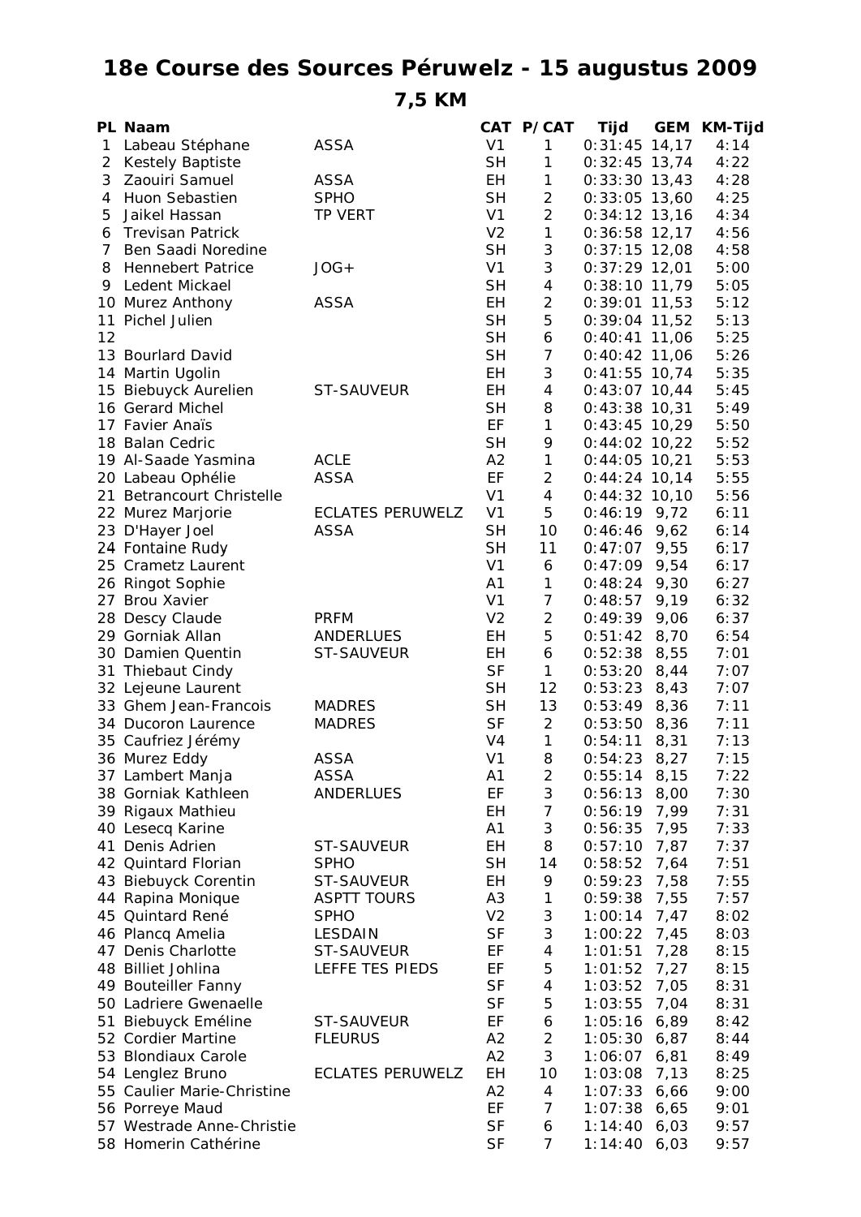# 18e Course des Sources Péruwelz - 15 augustus 2009

## 7,5 KM

| PL | Naam | | CAT | P/CAT | Tijd | GEM | KM-Tijd |
|---|---|---|---|---|---|---|---|
| 1 | Labeau Stéphane | ASSA | V1 | 1 | 0:31:45 | 14,17 | 4:14 |
| 2 | Kestely Baptiste | | SH | 1 | 0:32:45 | 13,74 | 4:22 |
| 3 | Zaouiri Samuel | ASSA | EH | 1 | 0:33:30 | 13,43 | 4:28 |
| 4 | Huon Sebastien | SPHO | SH | 2 | 0:33:05 | 13,60 | 4:25 |
| 5 | Jaikel Hassan | TP VERT | V1 | 2 | 0:34:12 | 13,16 | 4:34 |
| 6 | Trevisan Patrick | | V2 | 1 | 0:36:58 | 12,17 | 4:56 |
| 7 | Ben Saadi Noredine | | SH | 3 | 0:37:15 | 12,08 | 4:58 |
| 8 | Hennebert Patrice | JOG+ | V1 | 3 | 0:37:29 | 12,01 | 5:00 |
| 9 | Ledent Mickael | | SH | 4 | 0:38:10 | 11,79 | 5:05 |
| 10 | Murez Anthony | ASSA | EH | 2 | 0:39:01 | 11,53 | 5:12 |
| 11 | Pichel Julien | | SH | 5 | 0:39:04 | 11,52 | 5:13 |
| 12 | | | SH | 6 | 0:40:41 | 11,06 | 5:25 |
| 13 | Bourlard David | | SH | 7 | 0:40:42 | 11,06 | 5:26 |
| 14 | Martin Ugolin | | EH | 3 | 0:41:55 | 10,74 | 5:35 |
| 15 | Biebuyck Aurelien | ST-SAUVEUR | EH | 4 | 0:43:07 | 10,44 | 5:45 |
| 16 | Gerard Michel | | SH | 8 | 0:43:38 | 10,31 | 5:49 |
| 17 | Favier Anaïs | | EF | 1 | 0:43:45 | 10,29 | 5:50 |
| 18 | Balan Cedric | | SH | 9 | 0:44:02 | 10,22 | 5:52 |
| 19 | Al-Saade Yasmina | ACLE | A2 | 1 | 0:44:05 | 10,21 | 5:53 |
| 20 | Labeau Ophélie | ASSA | EF | 2 | 0:44:24 | 10,14 | 5:55 |
| 21 | Betrancourt Christelle | | V1 | 4 | 0:44:32 | 10,10 | 5:56 |
| 22 | Murez Marjorie | ECLATES PERUWELZ | V1 | 5 | 0:46:19 | 9,72 | 6:11 |
| 23 | D'Hayer Joel | ASSA | SH | 10 | 0:46:46 | 9,62 | 6:14 |
| 24 | Fontaine Rudy | | SH | 11 | 0:47:07 | 9,55 | 6:17 |
| 25 | Crametz Laurent | | V1 | 6 | 0:47:09 | 9,54 | 6:17 |
| 26 | Ringot Sophie | | A1 | 1 | 0:48:24 | 9,30 | 6:27 |
| 27 | Brou Xavier | | V1 | 7 | 0:48:57 | 9,19 | 6:32 |
| 28 | Descy Claude | PRFM | V2 | 2 | 0:49:39 | 9,06 | 6:37 |
| 29 | Gorniak Allan | ANDERLUES | EH | 5 | 0:51:42 | 8,70 | 6:54 |
| 30 | Damien Quentin | ST-SAUVEUR | EH | 6 | 0:52:38 | 8,55 | 7:01 |
| 31 | Thiebaut Cindy | | SF | 1 | 0:53:20 | 8,44 | 7:07 |
| 32 | Lejeune Laurent | | SH | 12 | 0:53:23 | 8,43 | 7:07 |
| 33 | Ghem Jean-Francois | MADRES | SH | 13 | 0:53:49 | 8,36 | 7:11 |
| 34 | Ducoron Laurence | MADRES | SF | 2 | 0:53:50 | 8,36 | 7:11 |
| 35 | Caufriez Jérémy | | V4 | 1 | 0:54:11 | 8,31 | 7:13 |
| 36 | Murez Eddy | ASSA | V1 | 8 | 0:54:23 | 8,27 | 7:15 |
| 37 | Lambert Manja | ASSA | A1 | 2 | 0:55:14 | 8,15 | 7:22 |
| 38 | Gorniak Kathleen | ANDERLUES | EF | 3 | 0:56:13 | 8,00 | 7:30 |
| 39 | Rigaux Mathieu | | EH | 7 | 0:56:19 | 7,99 | 7:31 |
| 40 | Lesecq Karine | | A1 | 3 | 0:56:35 | 7,95 | 7:33 |
| 41 | Denis Adrien | ST-SAUVEUR | EH | 8 | 0:57:10 | 7,87 | 7:37 |
| 42 | Quintard Florian | SPHO | SH | 14 | 0:58:52 | 7,64 | 7:51 |
| 43 | Biebuyck Corentin | ST-SAUVEUR | EH | 9 | 0:59:23 | 7,58 | 7:55 |
| 44 | Rapina Monique | ASPTT TOURS | A3 | 1 | 0:59:38 | 7,55 | 7:57 |
| 45 | Quintard René | SPHO | V2 | 3 | 1:00:14 | 7,47 | 8:02 |
| 46 | Plancq Amelia | LESDAIN | SF | 3 | 1:00:22 | 7,45 | 8:03 |
| 47 | Denis Charlotte | ST-SAUVEUR | EF | 4 | 1:01:51 | 7,28 | 8:15 |
| 48 | Billiet Johlina | LEFFE TES PIEDS | EF | 5 | 1:01:52 | 7,27 | 8:15 |
| 49 | Bouteiller Fanny | | SF | 4 | 1:03:52 | 7,05 | 8:31 |
| 50 | Ladriere Gwenaelle | | SF | 5 | 1:03:55 | 7,04 | 8:31 |
| 51 | Biebuyck Eméline | ST-SAUVEUR | EF | 6 | 1:05:16 | 6,89 | 8:42 |
| 52 | Cordier Martine | FLEURUS | A2 | 2 | 1:05:30 | 6,87 | 8:44 |
| 53 | Blondiaux Carole | | A2 | 3 | 1:06:07 | 6,81 | 8:49 |
| 54 | Lenglez Bruno | ECLATES PERUWELZ | EH | 10 | 1:03:08 | 7,13 | 8:25 |
| 55 | Caulier Marie-Christine | | A2 | 4 | 1:07:33 | 6,66 | 9:00 |
| 56 | Porreye Maud | | EF | 7 | 1:07:38 | 6,65 | 9:01 |
| 57 | Westrade Anne-Christie | | SF | 6 | 1:14:40 | 6,03 | 9:57 |
| 58 | Homerin Cathérine | | SF | 7 | 1:14:40 | 6,03 | 9:57 |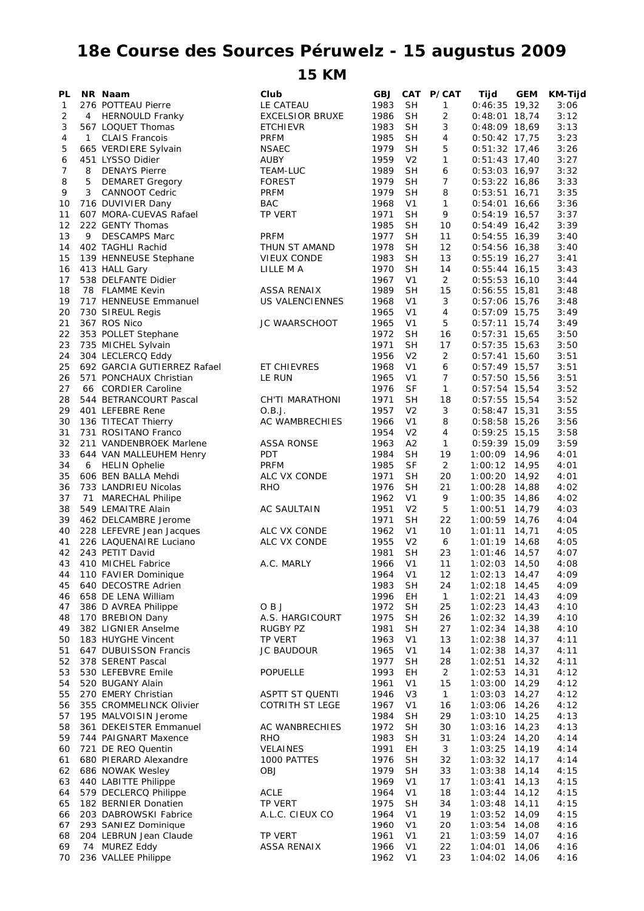# 18e Course des Sources Péruwelz - 15 augustus 2009

## 15 KM

| PL | NR | Naam | Club | GBJ | CAT | P/CAT | Tijd | GEM | KM-Tijd |
|---|---|---|---|---|---|---|---|---|---|
| 1 | 276 | POTTEAU Pierre | LE CATEAU | 1983 | SH | 1 | 0:46:35 | 19,32 | 3:06 |
| 2 | 4 | HERNOULD Franky | EXCELSIOR BRUXE | 1986 | SH | 2 | 0:48:01 | 18,74 | 3:12 |
| 3 | 567 | LOQUET Thomas | ETCHIEVR | 1983 | SH | 3 | 0:48:09 | 18,69 | 3:13 |
| 4 | 1 | CLAIS Francois | PRFM | 1985 | SH | 4 | 0:50:42 | 17,75 | 3:23 |
| 5 | 665 | VERDIERE Sylvain | NSAEC | 1979 | SH | 5 | 0:51:32 | 17,46 | 3:26 |
| 6 | 451 | LYSSO Didier | AUBY | 1959 | V2 | 1 | 0:51:43 | 17,40 | 3:27 |
| 7 | 8 | DENAYS Pierre | TEAM-LUC | 1989 | SH | 6 | 0:53:03 | 16,97 | 3:32 |
| 8 | 5 | DEMARET Gregory | FOREST | 1979 | SH | 7 | 0:53:22 | 16,86 | 3:33 |
| 9 | 3 | CANNOOT Cedric | PRFM | 1979 | SH | 8 | 0:53:51 | 16,71 | 3:35 |
| 10 | 716 | DUVIVIER Dany | BAC | 1968 | V1 | 1 | 0:54:01 | 16,66 | 3:36 |
| 11 | 607 | MORA-CUEVAS Rafael | TP VERT | 1971 | SH | 9 | 0:54:19 | 16,57 | 3:37 |
| 12 | 222 | GENTY Thomas | | 1985 | SH | 10 | 0:54:49 | 16,42 | 3:39 |
| 13 | 9 | DESCAMPS Marc | PRFM | 1977 | SH | 11 | 0:54:55 | 16,39 | 3:40 |
| 14 | 402 | TAGHLI Rachid | THUN ST AMAND | 1978 | SH | 12 | 0:54:56 | 16,38 | 3:40 |
| 15 | 139 | HENNEUSE Stephane | VIEUX CONDE | 1983 | SH | 13 | 0:55:19 | 16,27 | 3:41 |
| 16 | 413 | HALL Gary | LILLE M A | 1970 | SH | 14 | 0:55:44 | 16,15 | 3:43 |
| 17 | 538 | DELFANTE Didier | | 1967 | V1 | 2 | 0:55:53 | 16,10 | 3:44 |
| 18 | 78 | FLAMME Kevin | ASSA RENAIX | 1989 | SH | 15 | 0:56:55 | 15,81 | 3:48 |
| 19 | 717 | HENNEUSE Emmanuel | US VALENCIENNES | 1968 | V1 | 3 | 0:57:06 | 15,76 | 3:48 |
| 20 | 730 | SIREUL Regis | | 1965 | V1 | 4 | 0:57:09 | 15,75 | 3:49 |
| 21 | 367 | ROS Nico | JC WAARSCHOOT | 1965 | V1 | 5 | 0:57:11 | 15,74 | 3:49 |
| 22 | 353 | POLLET Stephane | | 1972 | SH | 16 | 0:57:31 | 15,65 | 3:50 |
| 23 | 735 | MICHEL Sylvain | | 1971 | SH | 17 | 0:57:35 | 15,63 | 3:50 |
| 24 | 304 | LECLERCQ Eddy | | 1956 | V2 | 2 | 0:57:41 | 15,60 | 3:51 |
| 25 | 692 | GARCIA GUTIERREZ Rafael | ET CHIEVRES | 1968 | V1 | 6 | 0:57:49 | 15,57 | 3:51 |
| 26 | 571 | PONCHAUX Christian | LE RUN | 1965 | V1 | 7 | 0:57:50 | 15,56 | 3:51 |
| 27 | 66 | CORDIER Caroline | | 1976 | SF | 1 | 0:57:54 | 15,54 | 3:52 |
| 28 | 544 | BETRANCOURT Pascal | CH'TI MARATHONI | 1971 | SH | 18 | 0:57:55 | 15,54 | 3:52 |
| 29 | 401 | LEFEBRE Rene | O.B.J. | 1957 | V2 | 3 | 0:58:47 | 15,31 | 3:55 |
| 30 | 136 | TITECAT Thierry | AC WAMBRECHIES | 1966 | V1 | 8 | 0:58:58 | 15,26 | 3:56 |
| 31 | 731 | ROSITANO Franco | | 1954 | V2 | 4 | 0:59:25 | 15,15 | 3:58 |
| 32 | 211 | VANDENBROEK Marlene | ASSA RONSE | 1963 | A2 | 1 | 0:59:39 | 15,09 | 3:59 |
| 33 | 644 | VAN MALLEUHEM Henry | PDT | 1984 | SH | 19 | 1:00:09 | 14,96 | 4:01 |
| 34 | 6 | HELIN Ophelie | PRFM | 1985 | SF | 2 | 1:00:12 | 14,95 | 4:01 |
| 35 | 606 | BEN BALLA Mehdi | ALC VX CONDE | 1971 | SH | 20 | 1:00:20 | 14,92 | 4:01 |
| 36 | 733 | LANDRIEU Nicolas | RHO | 1976 | SH | 21 | 1:00:28 | 14,88 | 4:02 |
| 37 | 71 | MARECHAL Philipe | | 1962 | V1 | 9 | 1:00:35 | 14,86 | 4:02 |
| 38 | 549 | LEMAITRE Alain | AC SAULTAIN | 1951 | V2 | 5 | 1:00:51 | 14,79 | 4:03 |
| 39 | 462 | DELCAMBRE Jerome | | 1971 | SH | 22 | 1:00:59 | 14,76 | 4:04 |
| 40 | 228 | LEFEVRE Jean Jacques | ALC VX CONDE | 1962 | V1 | 10 | 1:01:11 | 14,71 | 4:05 |
| 41 | 226 | LAQUENAIRE Luciano | ALC VX CONDE | 1955 | V2 | 6 | 1:01:19 | 14,68 | 4:05 |
| 42 | 243 | PETIT David | | 1981 | SH | 23 | 1:01:46 | 14,57 | 4:07 |
| 43 | 410 | MICHEL Fabrice | A.C. MARLY | 1966 | V1 | 11 | 1:02:03 | 14,50 | 4:08 |
| 44 | 110 | FAVIER Dominique | | 1964 | V1 | 12 | 1:02:13 | 14,47 | 4:09 |
| 45 | 640 | DECOSTRE Adrien | | 1983 | SH | 24 | 1:02:18 | 14,45 | 4:09 |
| 46 | 658 | DE LENA William | | 1996 | EH | 1 | 1:02:21 | 14,43 | 4:09 |
| 47 | 386 | D AVREA Philippe | O B J | 1972 | SH | 25 | 1:02:23 | 14,43 | 4:10 |
| 48 | 170 | BREBION Dany | A.S. HARGICOURT | 1975 | SH | 26 | 1:02:32 | 14,39 | 4:10 |
| 49 | 382 | LIGNIER Anselme | RUGBY PZ | 1981 | SH | 27 | 1:02:34 | 14,38 | 4:10 |
| 50 | 183 | HUYGHE Vincent | TP VERT | 1963 | V1 | 13 | 1:02:38 | 14,37 | 4:11 |
| 51 | 647 | DUBUISSON Francis | JC BAUDOUR | 1965 | V1 | 14 | 1:02:38 | 14,37 | 4:11 |
| 52 | 378 | SERENT Pascal | | 1977 | SH | 28 | 1:02:51 | 14,32 | 4:11 |
| 53 | 530 | LEFEBVRE Emile | POPUELLE | 1993 | EH | 2 | 1:02:53 | 14,31 | 4:12 |
| 54 | 520 | BUGANY Alain | | 1961 | V1 | 15 | 1:03:00 | 14,29 | 4:12 |
| 55 | 270 | EMERY Christian | ASPTT ST QUENTI | 1946 | V3 | 1 | 1:03:03 | 14,27 | 4:12 |
| 56 | 355 | CROMMELINCK Olivier | COTRITH ST LEGE | 1967 | V1 | 16 | 1:03:06 | 14,26 | 4:12 |
| 57 | 195 | MALVOISIN Jerome | | 1984 | SH | 29 | 1:03:10 | 14,25 | 4:13 |
| 58 | 361 | DEKEISTER Emmanuel | AC WANBRECHIES | 1972 | SH | 30 | 1:03:16 | 14,23 | 4:13 |
| 59 | 744 | PAIGNART Maxence | RHO | 1983 | SH | 31 | 1:03:24 | 14,20 | 4:14 |
| 60 | 721 | DE REO Quentin | VELAINES | 1991 | EH | 3 | 1:03:25 | 14,19 | 4:14 |
| 61 | 680 | PIERARD Alexandre | 1000 PATTES | 1976 | SH | 32 | 1:03:32 | 14,17 | 4:14 |
| 62 | 686 | NOWAK Wesley | OBJ | 1979 | SH | 33 | 1:03:38 | 14,14 | 4:15 |
| 63 | 440 | LABITTE Philippe | | 1969 | V1 | 17 | 1:03:41 | 14,13 | 4:15 |
| 64 | 579 | DECLERCQ Philippe | ACLE | 1964 | V1 | 18 | 1:03:44 | 14,12 | 4:15 |
| 65 | 182 | BERNIER Donatien | TP VERT | 1975 | SH | 34 | 1:03:48 | 14,11 | 4:15 |
| 66 | 203 | DABROWSKI Fabrice | A.L.C. CIEUX CO | 1964 | V1 | 19 | 1:03:52 | 14,09 | 4:15 |
| 67 | 293 | SANIEZ Dominique | | 1960 | V1 | 20 | 1:03:54 | 14,08 | 4:16 |
| 68 | 204 | LEBRUN Jean Claude | TP VERT | 1961 | V1 | 21 | 1:03:59 | 14,07 | 4:16 |
| 69 | 74 | MUREZ Eddy | ASSA RENAIX | 1966 | V1 | 22 | 1:04:01 | 14,06 | 4:16 |
| 70 | 236 | VALLEE Philippe | | 1962 | V1 | 23 | 1:04:02 | 14,06 | 4:16 |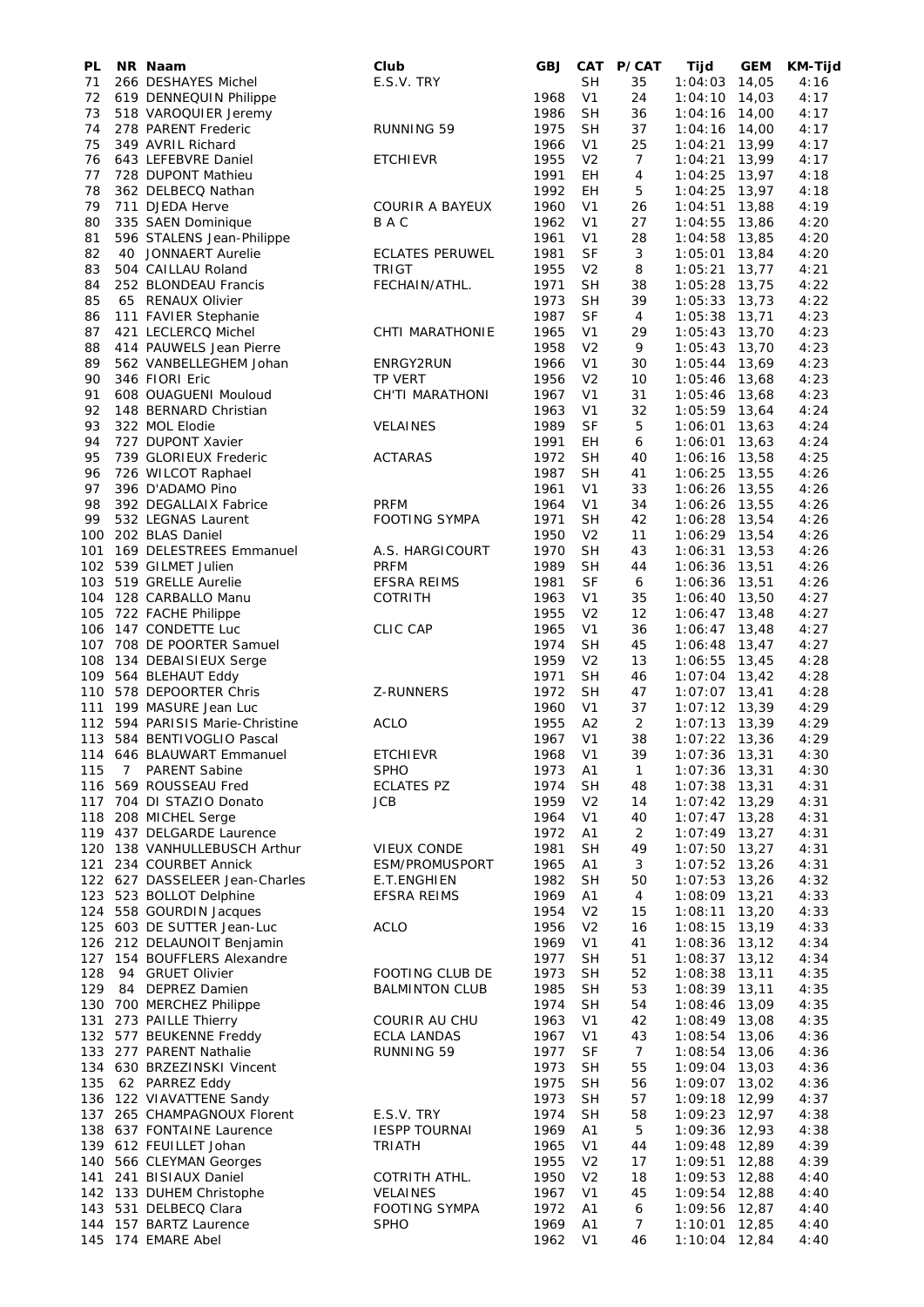| PL | NR | Naam | Club | GBJ | CAT | P/CAT | Tijd | GEM | KM-Tijd |
|---|---|---|---|---|---|---|---|---|---|
| 71 | 266 | DESHAYES Michel | E.S.V. TRY | | SH | 35 | 1:04:03 | 14,05 | 4:16 |
| 72 | 619 | DENNEQUIN Philippe | | 1968 | V1 | 24 | 1:04:10 | 14,03 | 4:17 |
| 73 | 518 | VAROQUIER Jeremy | | 1986 | SH | 36 | 1:04:16 | 14,00 | 4:17 |
| 74 | 278 | PARENT Frederic | RUNNING 59 | 1975 | SH | 37 | 1:04:16 | 14,00 | 4:17 |
| 75 | 349 | AVRIL Richard | | 1966 | V1 | 25 | 1:04:21 | 13,99 | 4:17 |
| 76 | 643 | LEFEBVRE Daniel | ETCHIEVR | 1955 | V2 | 7 | 1:04:21 | 13,99 | 4:17 |
| 77 | 728 | DUPONT Mathieu | | 1991 | EH | 4 | 1:04:25 | 13,97 | 4:18 |
| 78 | 362 | DELBECQ Nathan | | 1992 | EH | 5 | 1:04:25 | 13,97 | 4:18 |
| 79 | 711 | DJEDA Herve | COURIR A BAYEUX | 1960 | V1 | 26 | 1:04:51 | 13,88 | 4:19 |
| 80 | 335 | SAEN Dominique | B A C | 1962 | V1 | 27 | 1:04:55 | 13,86 | 4:20 |
| 81 | 596 | STALENS Jean-Philippe | | 1961 | V1 | 28 | 1:04:58 | 13,85 | 4:20 |
| 82 | 40 | JONNAERT Aurelie | ECLATES PERUWEL | 1981 | SF | 3 | 1:05:01 | 13,84 | 4:20 |
| 83 | 504 | CAILLAU Roland | TRIGT | 1955 | V2 | 8 | 1:05:21 | 13,77 | 4:21 |
| 84 | 252 | BLONDEAU Francis | FECHAIN/ATHL. | 1971 | SH | 38 | 1:05:28 | 13,75 | 4:22 |
| 85 | 65 | RENAUX Olivier | | 1973 | SH | 39 | 1:05:33 | 13,73 | 4:22 |
| 86 | 111 | FAVIER Stephanie | | 1987 | SF | 4 | 1:05:38 | 13,71 | 4:23 |
| 87 | 421 | LECLERCQ Michel | CHTI MARATHONIE | 1965 | V1 | 29 | 1:05:43 | 13,70 | 4:23 |
| 88 | 414 | PAUWELS Jean Pierre | | 1958 | V2 | 9 | 1:05:43 | 13,70 | 4:23 |
| 89 | 562 | VANBELLEGHEM Johan | ENRGY2RUN | 1966 | V1 | 30 | 1:05:44 | 13,69 | 4:23 |
| 90 | 346 | FIORI Eric | TP VERT | 1956 | V2 | 10 | 1:05:46 | 13,68 | 4:23 |
| 91 | 608 | OUAGUENI Mouloud | CH'TI MARATHONI | 1967 | V1 | 31 | 1:05:46 | 13,68 | 4:23 |
| 92 | 148 | BERNARD Christian | | 1963 | V1 | 32 | 1:05:59 | 13,64 | 4:24 |
| 93 | 322 | MOL Elodie | VELAINES | 1989 | SF | 5 | 1:06:01 | 13,63 | 4:24 |
| 94 | 727 | DUPONT Xavier | | 1991 | EH | 6 | 1:06:01 | 13,63 | 4:24 |
| 95 | 739 | GLORIEUX Frederic | ACTARAS | 1972 | SH | 40 | 1:06:16 | 13,58 | 4:25 |
| 96 | 726 | WILCOT Raphael | | 1987 | SH | 41 | 1:06:25 | 13,55 | 4:26 |
| 97 | 396 | D'ADAMO Pino | | 1961 | V1 | 33 | 1:06:26 | 13,55 | 4:26 |
| 98 | 392 | DEGALLAIX Fabrice | PRFM | 1964 | V1 | 34 | 1:06:26 | 13,55 | 4:26 |
| 99 | 532 | LEGNAS Laurent | FOOTING SYMPA | 1971 | SH | 42 | 1:06:28 | 13,54 | 4:26 |
| 100 | 202 | BLAS Daniel | | 1950 | V2 | 11 | 1:06:29 | 13,54 | 4:26 |
| 101 | 169 | DELESTREES Emmanuel | A.S. HARGICOURT | 1970 | SH | 43 | 1:06:31 | 13,53 | 4:26 |
| 102 | 539 | GILMET Julien | PRFM | 1989 | SH | 44 | 1:06:36 | 13,51 | 4:26 |
| 103 | 519 | GRELLE Aurelie | EFSRA REIMS | 1981 | SF | 6 | 1:06:36 | 13,51 | 4:26 |
| 104 | 128 | CARBALLO Manu | COTRITH | 1963 | V1 | 35 | 1:06:40 | 13,50 | 4:27 |
| 105 | 722 | FACHE Philippe | | 1955 | V2 | 12 | 1:06:47 | 13,48 | 4:27 |
| 106 | 147 | CONDETTE Luc | CLIC CAP | 1965 | V1 | 36 | 1:06:47 | 13,48 | 4:27 |
| 107 | 708 | DE POORTER Samuel | | 1974 | SH | 45 | 1:06:48 | 13,47 | 4:27 |
| 108 | 134 | DEBAISIEUX Serge | | 1959 | V2 | 13 | 1:06:55 | 13,45 | 4:28 |
| 109 | 564 | BLEHAUT Eddy | | 1971 | SH | 46 | 1:07:04 | 13,42 | 4:28 |
| 110 | 578 | DEPOORTER Chris | Z-RUNNERS | 1972 | SH | 47 | 1:07:07 | 13,41 | 4:28 |
| 111 | 199 | MASURE Jean Luc | | 1960 | V1 | 37 | 1:07:12 | 13,39 | 4:29 |
| 112 | 594 | PARISIS Marie-Christine | ACLO | 1955 | A2 | 2 | 1:07:13 | 13,39 | 4:29 |
| 113 | 584 | BENTIVOGLIO Pascal | | 1967 | V1 | 38 | 1:07:22 | 13,36 | 4:29 |
| 114 | 646 | BLAUWART Emmanuel | ETCHIEVR | 1968 | V1 | 39 | 1:07:36 | 13,31 | 4:30 |
| 115 | 7 | PARENT Sabine | SPHO | 1973 | A1 | 1 | 1:07:36 | 13,31 | 4:30 |
| 116 | 569 | ROUSSEAU Fred | ECLATES PZ | 1974 | SH | 48 | 1:07:38 | 13,31 | 4:31 |
| 117 | 704 | DI STAZIO Donato | JCB | 1959 | V2 | 14 | 1:07:42 | 13,29 | 4:31 |
| 118 | 208 | MICHEL Serge | | 1964 | V1 | 40 | 1:07:47 | 13,28 | 4:31 |
| 119 | 437 | DELGARDE Laurence | | 1972 | A1 | 2 | 1:07:49 | 13,27 | 4:31 |
| 120 | 138 | VANHULLEBUSCH Arthur | VIEUX CONDE | 1981 | SH | 49 | 1:07:50 | 13,27 | 4:31 |
| 121 | 234 | COURBET Annick | ESM/PROMUSPORT | 1965 | A1 | 3 | 1:07:52 | 13,26 | 4:31 |
| 122 | 627 | DASSELEER Jean-Charles | E.T.ENGHIEN | 1982 | SH | 50 | 1:07:53 | 13,26 | 4:32 |
| 123 | 523 | BOLLOT Delphine | EFSRA REIMS | 1969 | A1 | 4 | 1:08:09 | 13,21 | 4:33 |
| 124 | 558 | GOURDIN Jacques | | 1954 | V2 | 15 | 1:08:11 | 13,20 | 4:33 |
| 125 | 603 | DE SUTTER Jean-Luc | ACLO | 1956 | V2 | 16 | 1:08:15 | 13,19 | 4:33 |
| 126 | 212 | DELAUNOIT Benjamin | | 1969 | V1 | 41 | 1:08:36 | 13,12 | 4:34 |
| 127 | 154 | BOUFFLERS Alexandre | | 1977 | SH | 51 | 1:08:37 | 13,12 | 4:34 |
| 128 | 94 | GRUET Olivier | FOOTING CLUB DE | 1973 | SH | 52 | 1:08:38 | 13,11 | 4:35 |
| 129 | 84 | DEPREZ Damien | BALMINTON CLUB | 1985 | SH | 53 | 1:08:39 | 13,11 | 4:35 |
| 130 | 700 | MERCHEZ Philippe | | 1974 | SH | 54 | 1:08:46 | 13,09 | 4:35 |
| 131 | 273 | PAILLE Thierry | COURIR AU CHU | 1963 | V1 | 42 | 1:08:49 | 13,08 | 4:35 |
| 132 | 577 | BEUKENNE Freddy | ECLA LANDAS | 1967 | V1 | 43 | 1:08:54 | 13,06 | 4:36 |
| 133 | 277 | PARENT Nathalie | RUNNING 59 | 1977 | SF | 7 | 1:08:54 | 13,06 | 4:36 |
| 134 | 630 | BRZEZINSKI Vincent | | 1973 | SH | 55 | 1:09:04 | 13,03 | 4:36 |
| 135 | 62 | PARREZ Eddy | | 1975 | SH | 56 | 1:09:07 | 13,02 | 4:36 |
| 136 | 122 | VIAVATTENE Sandy | | 1973 | SH | 57 | 1:09:18 | 12,99 | 4:37 |
| 137 | 265 | CHAMPAGNOUX Florent | E.S.V. TRY | 1974 | SH | 58 | 1:09:23 | 12,97 | 4:38 |
| 138 | 637 | FONTAINE Laurence | IESPP TOURNAI | 1969 | A1 | 5 | 1:09:36 | 12,93 | 4:38 |
| 139 | 612 | FEUILLET Johan | TRIATH | 1965 | V1 | 44 | 1:09:48 | 12,89 | 4:39 |
| 140 | 566 | CLEYMAN Georges | | 1955 | V2 | 17 | 1:09:51 | 12,88 | 4:39 |
| 141 | 241 | BISIAUX Daniel | COTRITH ATHL. | 1950 | V2 | 18 | 1:09:53 | 12,88 | 4:40 |
| 142 | 133 | DUHEM Christophe | VELAINES | 1967 | V1 | 45 | 1:09:54 | 12,88 | 4:40 |
| 143 | 531 | DELBECQ Clara | FOOTING SYMPA | 1972 | A1 | 6 | 1:09:56 | 12,87 | 4:40 |
| 144 | 157 | BARTZ Laurence | SPHO | 1969 | A1 | 7 | 1:10:01 | 12,85 | 4:40 |
| 145 | 174 | EMARE Abel | | 1962 | V1 | 46 | 1:10:04 | 12,84 | 4:40 |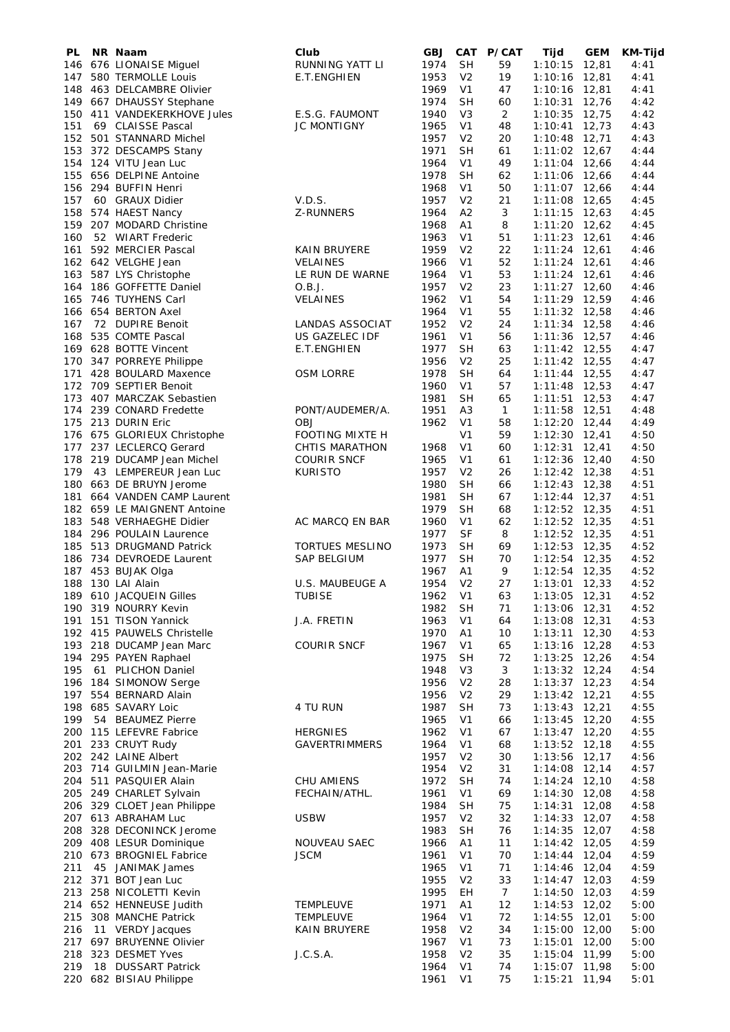| PL | NR | Naam | Club | GBJ | CAT | P/CAT | Tijd | GEM | KM-Tijd |
|---|---|---|---|---|---|---|---|---|---|
| 146 | 676 | LIONAISE Miguel | RUNNING YATT LI | 1974 | SH | 59 | 1:10:15 | 12,81 | 4:41 |
| 147 | 580 | TERMOLLE Louis | E.T.ENGHIEN | 1953 | V2 | 19 | 1:10:16 | 12,81 | 4:41 |
| 148 | 463 | DELCAMBRE Olivier | | 1969 | V1 | 47 | 1:10:16 | 12,81 | 4:41 |
| 149 | 667 | DHAUSSY Stephane | | 1974 | SH | 60 | 1:10:31 | 12,76 | 4:42 |
| 150 | 411 | VANDEKERKHOVE Jules | E.S.G. FAUMONT | 1940 | V3 | 2 | 1:10:35 | 12,75 | 4:42 |
| 151 | 69 | CLAISSE Pascal | JC MONTIGNY | 1965 | V1 | 48 | 1:10:41 | 12,73 | 4:43 |
| 152 | 501 | STANNARD Michel | | 1957 | V2 | 20 | 1:10:48 | 12,71 | 4:43 |
| 153 | 372 | DESCAMPS Stany | | 1971 | SH | 61 | 1:11:02 | 12,67 | 4:44 |
| 154 | 124 | VITU Jean Luc | | 1964 | V1 | 49 | 1:11:04 | 12,66 | 4:44 |
| 155 | 656 | DELPINE Antoine | | 1978 | SH | 62 | 1:11:06 | 12,66 | 4:44 |
| 156 | 294 | BUFFIN Henri | | 1968 | V1 | 50 | 1:11:07 | 12,66 | 4:44 |
| 157 | 60 | GRAUX Didier | V.D.S. | 1957 | V2 | 21 | 1:11:08 | 12,65 | 4:45 |
| 158 | 574 | HAEST Nancy | Z-RUNNERS | 1964 | A2 | 3 | 1:11:15 | 12,63 | 4:45 |
| 159 | 207 | MODARD Christine | | 1968 | A1 | 8 | 1:11:20 | 12,62 | 4:45 |
| 160 | 52 | WIART Frederic | | 1963 | V1 | 51 | 1:11:23 | 12,61 | 4:46 |
| 161 | 592 | MERCIER Pascal | KAIN BRUYERE | 1959 | V2 | 22 | 1:11:24 | 12,61 | 4:46 |
| 162 | 642 | VELGHE Jean | VELAINES | 1966 | V1 | 52 | 1:11:24 | 12,61 | 4:46 |
| 163 | 587 | LYS Christophe | LE RUN DE WARNE | 1964 | V1 | 53 | 1:11:24 | 12,61 | 4:46 |
| 164 | 186 | GOFFETTE Daniel | O.B.J. | 1957 | V2 | 23 | 1:11:27 | 12,60 | 4:46 |
| 165 | 746 | TUYHENS Carl | VELAINES | 1962 | V1 | 54 | 1:11:29 | 12,59 | 4:46 |
| 166 | 654 | BERTON Axel | | 1964 | V1 | 55 | 1:11:32 | 12,58 | 4:46 |
| 167 | 72 | DUPIRE Benoit | LANDAS ASSOCIAT | 1952 | V2 | 24 | 1:11:34 | 12,58 | 4:46 |
| 168 | 535 | COMTE Pascal | US GAZELEC IDF | 1961 | V1 | 56 | 1:11:36 | 12,57 | 4:46 |
| 169 | 628 | BOTTE Vincent | E.T.ENGHIEN | 1977 | SH | 63 | 1:11:42 | 12,55 | 4:47 |
| 170 | 347 | PORREYE Philippe | | 1956 | V2 | 25 | 1:11:42 | 12,55 | 4:47 |
| 171 | 428 | BOULARD Maxence | OSM LORRE | 1978 | SH | 64 | 1:11:44 | 12,55 | 4:47 |
| 172 | 709 | SEPTIER Benoit | | 1960 | V1 | 57 | 1:11:48 | 12,53 | 4:47 |
| 173 | 407 | MARCZAK Sebastien | | 1981 | SH | 65 | 1:11:51 | 12,53 | 4:47 |
| 174 | 239 | CONARD Fredette | PONT/AUDEMER/A. | 1951 | A3 | 1 | 1:11:58 | 12,51 | 4:48 |
| 175 | 213 | DURIN Eric | OBJ | 1962 | V1 | 58 | 1:12:20 | 12,44 | 4:49 |
| 176 | 675 | GLORIEUX Christophe | FOOTING MIXTE H | | V1 | 59 | 1:12:30 | 12,41 | 4:50 |
| 177 | 237 | LECLERCQ Gerard | CHTIS MARATHON | 1968 | V1 | 60 | 1:12:31 | 12,41 | 4:50 |
| 178 | 219 | DUCAMP Jean Michel | COURIR SNCF | 1965 | V1 | 61 | 1:12:36 | 12,40 | 4:50 |
| 179 | 43 | LEMPEREUR Jean Luc | KURISTO | 1957 | V2 | 26 | 1:12:42 | 12,38 | 4:51 |
| 180 | 663 | DE BRUYN Jerome | | 1980 | SH | 66 | 1:12:43 | 12,38 | 4:51 |
| 181 | 664 | VANDEN CAMP Laurent | | 1981 | SH | 67 | 1:12:44 | 12,37 | 4:51 |
| 182 | 659 | LE MAIGNENT Antoine | | 1979 | SH | 68 | 1:12:52 | 12,35 | 4:51 |
| 183 | 548 | VERHAEGHE Didier | AC MARCQ EN BAR | 1960 | V1 | 62 | 1:12:52 | 12,35 | 4:51 |
| 184 | 296 | POULAIN Laurence | | 1977 | SF | 8 | 1:12:52 | 12,35 | 4:51 |
| 185 | 513 | DRUGMAND Patrick | TORTUES MESLINO | 1973 | SH | 69 | 1:12:53 | 12,35 | 4:52 |
| 186 | 734 | DEVROEDE Laurent | SAP BELGIUM | 1977 | SH | 70 | 1:12:54 | 12,35 | 4:52 |
| 187 | 453 | BUJAK Olga | | 1967 | A1 | 9 | 1:12:54 | 12,35 | 4:52 |
| 188 | 130 | LAI Alain | U.S. MAUBEUGE A | 1954 | V2 | 27 | 1:13:01 | 12,33 | 4:52 |
| 189 | 610 | JACQUEIN Gilles | TUBISE | 1962 | V1 | 63 | 1:13:05 | 12,31 | 4:52 |
| 190 | 319 | NOURRY Kevin | | 1982 | SH | 71 | 1:13:06 | 12,31 | 4:52 |
| 191 | 151 | TISON Yannick | J.A. FRETIN | 1963 | V1 | 64 | 1:13:08 | 12,31 | 4:53 |
| 192 | 415 | PAUWELS Christelle | | 1970 | A1 | 10 | 1:13:11 | 12,30 | 4:53 |
| 193 | 218 | DUCAMP Jean Marc | COURIR SNCF | 1967 | V1 | 65 | 1:13:16 | 12,28 | 4:53 |
| 194 | 295 | PAYEN Raphael | | 1975 | SH | 72 | 1:13:25 | 12,26 | 4:54 |
| 195 | 61 | PLICHON Daniel | | 1948 | V3 | 3 | 1:13:32 | 12,24 | 4:54 |
| 196 | 184 | SIMONOW Serge | | 1956 | V2 | 28 | 1:13:37 | 12,23 | 4:54 |
| 197 | 554 | BERNARD Alain | | 1956 | V2 | 29 | 1:13:42 | 12,21 | 4:55 |
| 198 | 685 | SAVARY Loic | 4 TU RUN | 1987 | SH | 73 | 1:13:43 | 12,21 | 4:55 |
| 199 | 54 | BEAUMEZ Pierre | | 1965 | V1 | 66 | 1:13:45 | 12,20 | 4:55 |
| 200 | 115 | LEFEVRE Fabrice | HERGNIES | 1962 | V1 | 67 | 1:13:47 | 12,20 | 4:55 |
| 201 | 233 | CRUYT Rudy | GAVERTRIMMERS | 1964 | V1 | 68 | 1:13:52 | 12,18 | 4:55 |
| 202 | 242 | LAINE Albert | | 1957 | V2 | 30 | 1:13:56 | 12,17 | 4:56 |
| 203 | 714 | GUILMIN Jean-Marie | | 1954 | V2 | 31 | 1:14:08 | 12,14 | 4:57 |
| 204 | 511 | PASQUIER Alain | CHU AMIENS | 1972 | SH | 74 | 1:14:24 | 12,10 | 4:58 |
| 205 | 249 | CHARLET Sylvain | FECHAIN/ATHL. | 1961 | V1 | 69 | 1:14:30 | 12,08 | 4:58 |
| 206 | 329 | CLOET Jean Philippe | | 1984 | SH | 75 | 1:14:31 | 12,08 | 4:58 |
| 207 | 613 | ABRAHAM Luc | USBW | 1957 | V2 | 32 | 1:14:33 | 12,07 | 4:58 |
| 208 | 328 | DECONINCK Jerome | | 1983 | SH | 76 | 1:14:35 | 12,07 | 4:58 |
| 209 | 408 | LESUR Dominique | NOUVEAU SAEC | 1966 | A1 | 11 | 1:14:42 | 12,05 | 4:59 |
| 210 | 673 | BROGNIEL Fabrice | JSCM | 1961 | V1 | 70 | 1:14:44 | 12,04 | 4:59 |
| 211 | 45 | JANIMAK James | | 1965 | V1 | 71 | 1:14:46 | 12,04 | 4:59 |
| 212 | 371 | BOT Jean Luc | | 1955 | V2 | 33 | 1:14:47 | 12,03 | 4:59 |
| 213 | 258 | NICOLETTI Kevin | | 1995 | EH | 7 | 1:14:50 | 12,03 | 4:59 |
| 214 | 652 | HENNEUSE Judith | TEMPLEUVE | 1971 | A1 | 12 | 1:14:53 | 12,02 | 5:00 |
| 215 | 308 | MANCHE Patrick | TEMPLEUVE | 1964 | V1 | 72 | 1:14:55 | 12,01 | 5:00 |
| 216 | 11 | VERDY Jacques | KAIN BRUYERE | 1958 | V2 | 34 | 1:15:00 | 12,00 | 5:00 |
| 217 | 697 | BRUYENNE Olivier | | 1967 | V1 | 73 | 1:15:01 | 12,00 | 5:00 |
| 218 | 323 | DESMET Yves | J.C.S.A. | 1958 | V2 | 35 | 1:15:04 | 11,99 | 5:00 |
| 219 | 18 | DUSSART Patrick | | 1964 | V1 | 74 | 1:15:07 | 11,98 | 5:00 |
| 220 | 682 | BISIAU Philippe | | 1961 | V1 | 75 | 1:15:21 | 11,94 | 5:01 |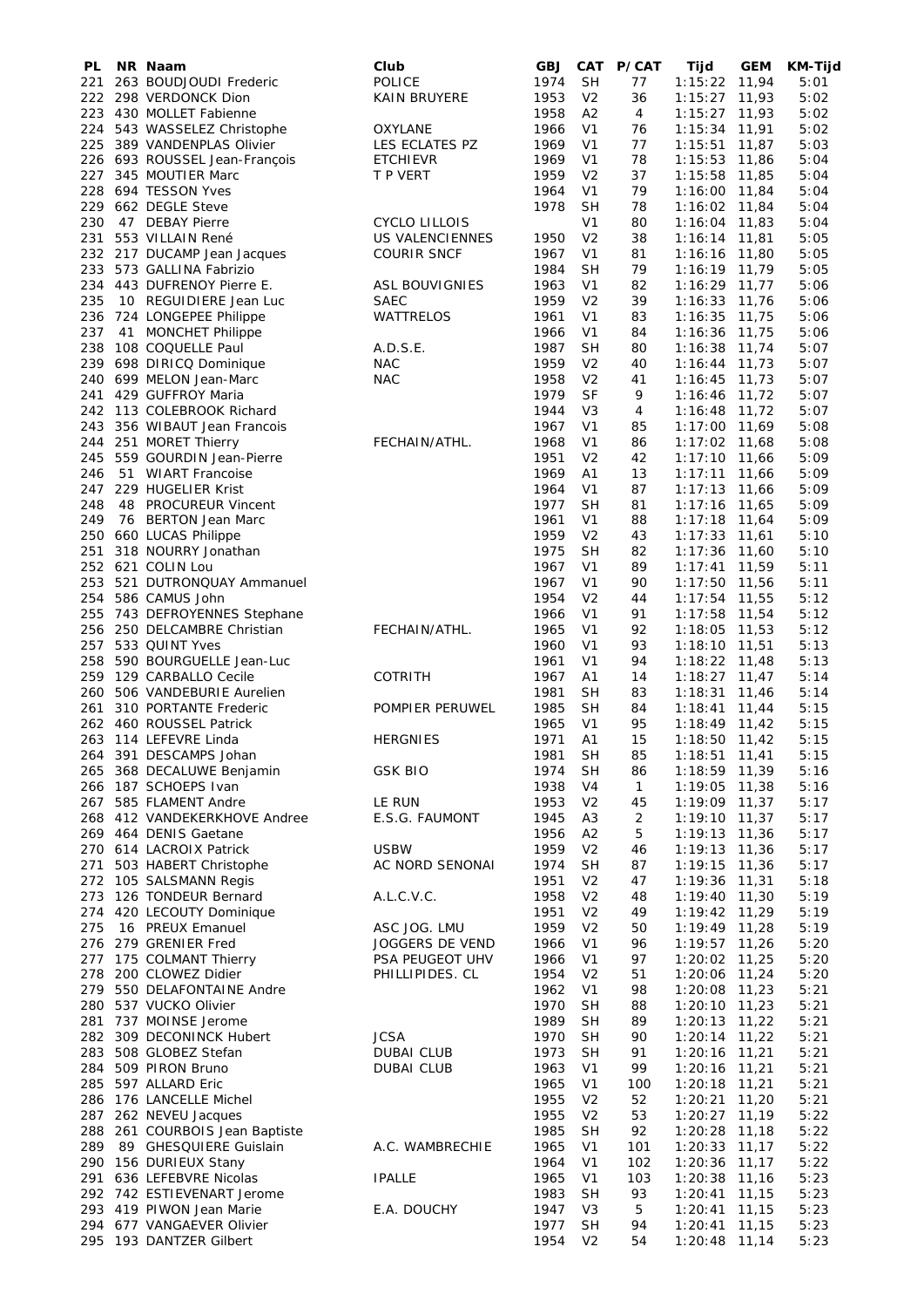| PL | NR | Naam | Club | GBJ | CAT | P/CAT | Tijd | GEM | KM-Tijd |
|---|---|---|---|---|---|---|---|---|---|
| 221 | 263 | BOUDJOUDI Frederic | POLICE | 1974 | SH | 77 | 1:15:22 | 11,94 | 5:01 |
| 222 | 298 | VERDONCK Dion | KAIN BRUYERE | 1953 | V2 | 36 | 1:15:27 | 11,93 | 5:02 |
| 223 | 430 | MOLLET Fabienne | | 1958 | A2 | 4 | 1:15:27 | 11,93 | 5:02 |
| 224 | 543 | WASSELEZ Christophe | OXYLANE | 1966 | V1 | 76 | 1:15:34 | 11,91 | 5:02 |
| 225 | 389 | VANDENPLAS Olivier | LES ECLATES PZ | 1969 | V1 | 77 | 1:15:51 | 11,87 | 5:03 |
| 226 | 693 | ROUSSEL Jean-François | ETCHIEVR | 1969 | V1 | 78 | 1:15:53 | 11,86 | 5:04 |
| 227 | 345 | MOUTIER Marc | T P VERT | 1959 | V2 | 37 | 1:15:58 | 11,85 | 5:04 |
| 228 | 694 | TESSON Yves | | 1964 | V1 | 79 | 1:16:00 | 11,84 | 5:04 |
| 229 | 662 | DEGLE Steve | | 1978 | SH | 78 | 1:16:02 | 11,84 | 5:04 |
| 230 | 47 | DEBAY Pierre | CYCLO LILLOIS | | V1 | 80 | 1:16:04 | 11,83 | 5:04 |
| 231 | 553 | VILLAIN René | US VALENCIENNES | 1950 | V2 | 38 | 1:16:14 | 11,81 | 5:05 |
| 232 | 217 | DUCAMP Jean Jacques | COURIR SNCF | 1967 | V1 | 81 | 1:16:16 | 11,80 | 5:05 |
| 233 | 573 | GALLINA Fabrizio | | 1984 | SH | 79 | 1:16:19 | 11,79 | 5:05 |
| 234 | 443 | DUFRENOY Pierre E. | ASL BOUVIGNIES | 1963 | V1 | 82 | 1:16:29 | 11,77 | 5:06 |
| 235 | 10 | REGUIDIERE Jean Luc | SAEC | 1959 | V2 | 39 | 1:16:33 | 11,76 | 5:06 |
| 236 | 724 | LONGEPEE Philippe | WATTRELOS | 1961 | V1 | 83 | 1:16:35 | 11,75 | 5:06 |
| 237 | 41 | MONCHET Philippe | | 1966 | V1 | 84 | 1:16:36 | 11,75 | 5:06 |
| 238 | 108 | COQUELLE Paul | A.D.S.E. | 1987 | SH | 80 | 1:16:38 | 11,74 | 5:07 |
| 239 | 698 | DIRICQ Dominique | NAC | 1959 | V2 | 40 | 1:16:44 | 11,73 | 5:07 |
| 240 | 699 | MELON Jean-Marc | NAC | 1958 | V2 | 41 | 1:16:45 | 11,73 | 5:07 |
| 241 | 429 | GUFFROY Maria | | 1979 | SF | 9 | 1:16:46 | 11,72 | 5:07 |
| 242 | 113 | COLEBROOK Richard | | 1944 | V3 | 4 | 1:16:48 | 11,72 | 5:07 |
| 243 | 356 | WIBAUT Jean Francois | | 1967 | V1 | 85 | 1:17:00 | 11,69 | 5:08 |
| 244 | 251 | MORET Thierry | FECHAIN/ATHL. | 1968 | V1 | 86 | 1:17:02 | 11,68 | 5:08 |
| 245 | 559 | GOURDIN Jean-Pierre | | 1951 | V2 | 42 | 1:17:10 | 11,66 | 5:09 |
| 246 | 51 | WIART Francoise | | 1969 | A1 | 13 | 1:17:11 | 11,66 | 5:09 |
| 247 | 229 | HUGELIER Krist | | 1964 | V1 | 87 | 1:17:13 | 11,66 | 5:09 |
| 248 | 48 | PROCUREUR Vincent | | 1977 | SH | 81 | 1:17:16 | 11,65 | 5:09 |
| 249 | 76 | BERTON Jean Marc | | 1961 | V1 | 88 | 1:17:18 | 11,64 | 5:09 |
| 250 | 660 | LUCAS Philippe | | 1959 | V2 | 43 | 1:17:33 | 11,61 | 5:10 |
| 251 | 318 | NOURRY Jonathan | | 1975 | SH | 82 | 1:17:36 | 11,60 | 5:10 |
| 252 | 621 | COLIN Lou | | 1967 | V1 | 89 | 1:17:41 | 11,59 | 5:11 |
| 253 | 521 | DUTRONQUAY Ammanuel | | 1967 | V1 | 90 | 1:17:50 | 11,56 | 5:11 |
| 254 | 586 | CAMUS John | | 1954 | V2 | 44 | 1:17:54 | 11,55 | 5:12 |
| 255 | 743 | DEFROYENNES Stephane | | 1966 | V1 | 91 | 1:17:58 | 11,54 | 5:12 |
| 256 | 250 | DELCAMBRE Christian | FECHAIN/ATHL. | 1965 | V1 | 92 | 1:18:05 | 11,53 | 5:12 |
| 257 | 533 | QUINT Yves | | 1960 | V1 | 93 | 1:18:10 | 11,51 | 5:13 |
| 258 | 590 | BOURGUELLE Jean-Luc | | 1961 | V1 | 94 | 1:18:22 | 11,48 | 5:13 |
| 259 | 129 | CARBALLO Cecile | COTRITH | 1967 | A1 | 14 | 1:18:27 | 11,47 | 5:14 |
| 260 | 506 | VANDEBURIE Aurelien | | 1981 | SH | 83 | 1:18:31 | 11,46 | 5:14 |
| 261 | 310 | PORTANTE Frederic | POMPIER PERUWEL | 1985 | SH | 84 | 1:18:41 | 11,44 | 5:15 |
| 262 | 460 | ROUSSEL Patrick | | 1965 | V1 | 95 | 1:18:49 | 11,42 | 5:15 |
| 263 | 114 | LEFEVRE Linda | HERGNIES | 1971 | A1 | 15 | 1:18:50 | 11,42 | 5:15 |
| 264 | 391 | DESCAMPS Johan | | 1981 | SH | 85 | 1:18:51 | 11,41 | 5:15 |
| 265 | 368 | DECALUWE Benjamin | GSK BIO | 1974 | SH | 86 | 1:18:59 | 11,39 | 5:16 |
| 266 | 187 | SCHOEPS Ivan | | 1938 | V4 | 1 | 1:19:05 | 11,38 | 5:16 |
| 267 | 585 | FLAMENT Andre | LE RUN | 1953 | V2 | 45 | 1:19:09 | 11,37 | 5:17 |
| 268 | 412 | VANDEKERKHOVE Andree | E.S.G. FAUMONT | 1945 | A3 | 2 | 1:19:10 | 11,37 | 5:17 |
| 269 | 464 | DENIS Gaetane | | 1956 | A2 | 5 | 1:19:13 | 11,36 | 5:17 |
| 270 | 614 | LACROIX Patrick | USBW | 1959 | V2 | 46 | 1:19:13 | 11,36 | 5:17 |
| 271 | 503 | HABERT Christophe | AC NORD SENONAI | 1974 | SH | 87 | 1:19:15 | 11,36 | 5:17 |
| 272 | 105 | SALSMANN Regis | | 1951 | V2 | 47 | 1:19:36 | 11,31 | 5:18 |
| 273 | 126 | TONDEUR Bernard | A.L.C.V.C. | 1958 | V2 | 48 | 1:19:40 | 11,30 | 5:19 |
| 274 | 420 | LECOUTY Dominique | | 1951 | V2 | 49 | 1:19:42 | 11,29 | 5:19 |
| 275 | 16 | PREUX Emanuel | ASC JOG. LMU | 1959 | V2 | 50 | 1:19:49 | 11,28 | 5:19 |
| 276 | 279 | GRENIER Fred | JOGGERS DE VEND | 1966 | V1 | 96 | 1:19:57 | 11,26 | 5:20 |
| 277 | 175 | COLMANT Thierry | PSA PEUGEOT UHV | 1966 | V1 | 97 | 1:20:02 | 11,25 | 5:20 |
| 278 | 200 | CLOWEZ Didier | PHILLIPIDES. CL | 1954 | V2 | 51 | 1:20:06 | 11,24 | 5:20 |
| 279 | 550 | DELAFONTAINE Andre | | 1962 | V1 | 98 | 1:20:08 | 11,23 | 5:21 |
| 280 | 537 | VUCKO Olivier | | 1970 | SH | 88 | 1:20:10 | 11,23 | 5:21 |
| 281 | 737 | MOINSE Jerome | | 1989 | SH | 89 | 1:20:13 | 11,22 | 5:21 |
| 282 | 309 | DECONINCK Hubert | JCSA | 1970 | SH | 90 | 1:20:14 | 11,22 | 5:21 |
| 283 | 508 | GLOBEZ Stefan | DUBAI CLUB | 1973 | SH | 91 | 1:20:16 | 11,21 | 5:21 |
| 284 | 509 | PIRON Bruno | DUBAI CLUB | 1963 | V1 | 99 | 1:20:16 | 11,21 | 5:21 |
| 285 | 597 | ALLARD Eric | | 1965 | V1 | 100 | 1:20:18 | 11,21 | 5:21 |
| 286 | 176 | LANCELLE Michel | | 1955 | V2 | 52 | 1:20:21 | 11,20 | 5:21 |
| 287 | 262 | NEVEU Jacques | | 1955 | V2 | 53 | 1:20:27 | 11,19 | 5:22 |
| 288 | 261 | COURBOIS Jean Baptiste | | 1985 | SH | 92 | 1:20:28 | 11,18 | 5:22 |
| 289 | 89 | GHESQUIERE Guislain | A.C. WAMBRECHIE | 1965 | V1 | 101 | 1:20:33 | 11,17 | 5:22 |
| 290 | 156 | DURIEUX Stany | | 1964 | V1 | 102 | 1:20:36 | 11,17 | 5:22 |
| 291 | 636 | LEFEBVRE Nicolas | IPALLE | 1965 | V1 | 103 | 1:20:38 | 11,16 | 5:23 |
| 292 | 742 | ESTIEVENART Jerome | | 1983 | SH | 93 | 1:20:41 | 11,15 | 5:23 |
| 293 | 419 | PIWON Jean Marie | E.A. DOUCHY | 1947 | V3 | 5 | 1:20:41 | 11,15 | 5:23 |
| 294 | 677 | VANGAEVER Olivier | | 1977 | SH | 94 | 1:20:41 | 11,15 | 5:23 |
| 295 | 193 | DANTZER Gilbert | | 1954 | V2 | 54 | 1:20:48 | 11,14 | 5:23 |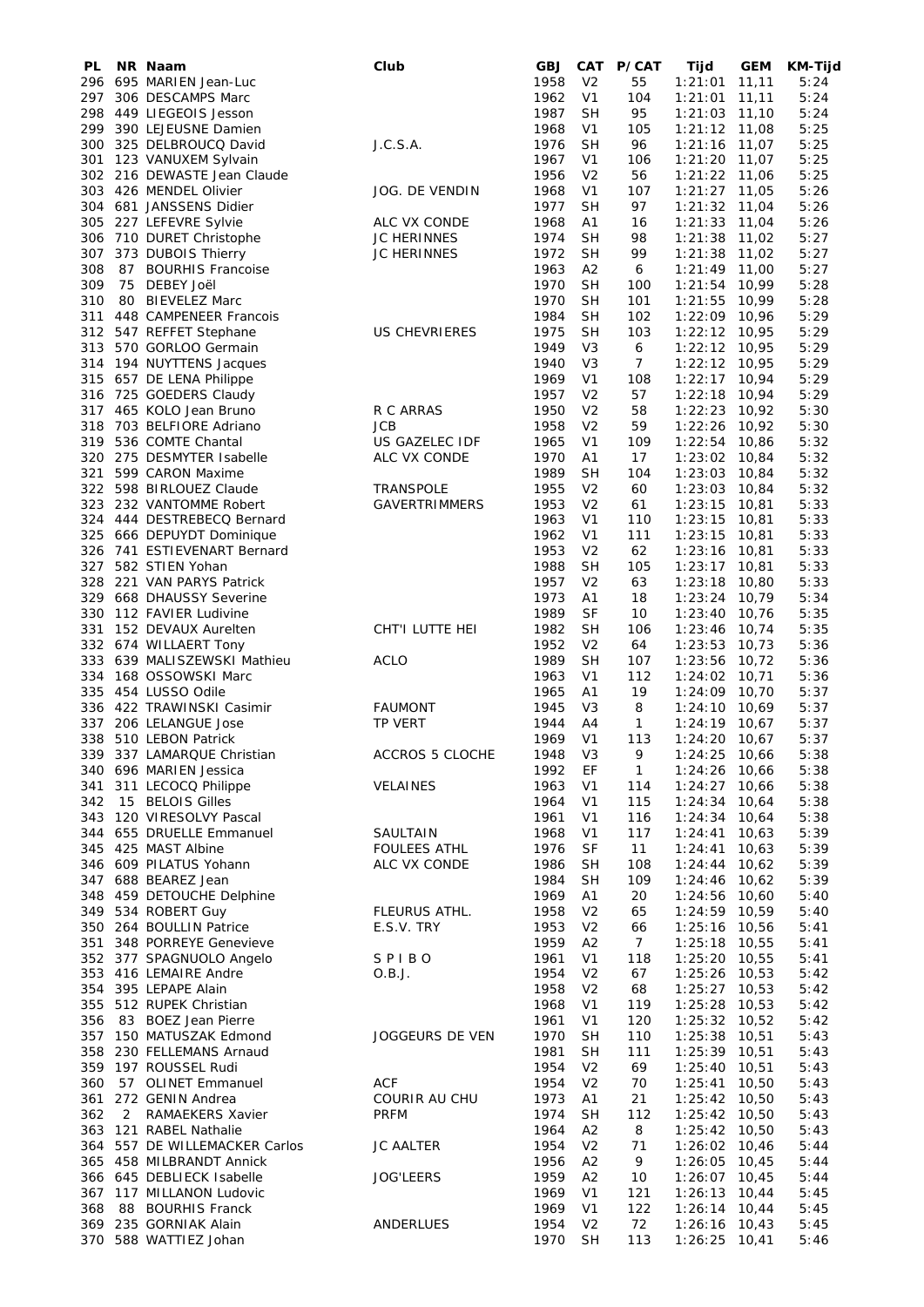| PL | NR | Naam | Club | GBJ | CAT | P/CAT | Tijd | GEM | KM-Tijd |
|---|---|---|---|---|---|---|---|---|---|
| 296 | 695 | MARIEN Jean-Luc | | 1958 | V2 | 55 | 1:21:01 | 11,11 | 5:24 |
| 297 | 306 | DESCAMPS Marc | | 1962 | V1 | 104 | 1:21:01 | 11,11 | 5:24 |
| 298 | 449 | LIEGEOIS Jesson | | 1987 | SH | 95 | 1:21:03 | 11,10 | 5:24 |
| 299 | 390 | LEJEUSNE Damien | | 1968 | V1 | 105 | 1:21:12 | 11,08 | 5:25 |
| 300 | 325 | DELBROUCQ David | J.C.S.A. | 1976 | SH | 96 | 1:21:16 | 11,07 | 5:25 |
| 301 | 123 | VANUXEM Sylvain | | 1967 | V1 | 106 | 1:21:20 | 11,07 | 5:25 |
| 302 | 216 | DEWASTE Jean Claude | | 1956 | V2 | 56 | 1:21:22 | 11,06 | 5:25 |
| 303 | 426 | MENDEL Olivier | JOG. DE VENDIN | 1968 | V1 | 107 | 1:21:27 | 11,05 | 5:26 |
| 304 | 681 | JANSSENS Didier | | 1977 | SH | 97 | 1:21:32 | 11,04 | 5:26 |
| 305 | 227 | LEFEVRE Sylvie | ALC VX CONDE | 1968 | A1 | 16 | 1:21:33 | 11,04 | 5:26 |
| 306 | 710 | DURET Christophe | JC HERINNES | 1974 | SH | 98 | 1:21:38 | 11,02 | 5:27 |
| 307 | 373 | DUBOIS Thierry | JC HERINNES | 1972 | SH | 99 | 1:21:38 | 11,02 | 5:27 |
| 308 | 87 | BOURHIS Francoise | | 1963 | A2 | 6 | 1:21:49 | 11,00 | 5:27 |
| 309 | 75 | DEBEY Joël | | 1970 | SH | 100 | 1:21:54 | 10,99 | 5:28 |
| 310 | 80 | BIEVELEZ Marc | | 1970 | SH | 101 | 1:21:55 | 10,99 | 5:28 |
| 311 | 448 | CAMPENEER Francois | | 1984 | SH | 102 | 1:22:09 | 10,96 | 5:29 |
| 312 | 547 | REFFET Stephane | US CHEVRIERES | 1975 | SH | 103 | 1:22:12 | 10,95 | 5:29 |
| 313 | 570 | GORLOO Germain | | 1949 | V3 | 6 | 1:22:12 | 10,95 | 5:29 |
| 314 | 194 | NUYTTENS Jacques | | 1940 | V3 | 7 | 1:22:12 | 10,95 | 5:29 |
| 315 | 657 | DE LENA Philippe | | 1969 | V1 | 108 | 1:22:17 | 10,94 | 5:29 |
| 316 | 725 | GOEDERS Claudy | | 1957 | V2 | 57 | 1:22:18 | 10,94 | 5:29 |
| 317 | 465 | KOLO Jean Bruno | R C ARRAS | 1950 | V2 | 58 | 1:22:23 | 10,92 | 5:30 |
| 318 | 703 | BELFIORE Adriano | JCB | 1958 | V2 | 59 | 1:22:26 | 10,92 | 5:30 |
| 319 | 536 | COMTE Chantal | US GAZELEC IDF | 1965 | V1 | 109 | 1:22:54 | 10,86 | 5:32 |
| 320 | 275 | DESMYTER Isabelle | ALC VX CONDE | 1970 | A1 | 17 | 1:23:02 | 10,84 | 5:32 |
| 321 | 599 | CARON Maxime | | 1989 | SH | 104 | 1:23:03 | 10,84 | 5:32 |
| 322 | 598 | BIRLOUEZ Claude | TRANSPOLE | 1955 | V2 | 60 | 1:23:03 | 10,84 | 5:32 |
| 323 | 232 | VANTOMME Robert | GAVERTRIMMERS | 1953 | V2 | 61 | 1:23:15 | 10,81 | 5:33 |
| 324 | 444 | DESTREBECQ Bernard | | 1963 | V1 | 110 | 1:23:15 | 10,81 | 5:33 |
| 325 | 666 | DEPUYDT Dominique | | 1962 | V1 | 111 | 1:23:15 | 10,81 | 5:33 |
| 326 | 741 | ESTIEVENART Bernard | | 1953 | V2 | 62 | 1:23:16 | 10,81 | 5:33 |
| 327 | 582 | STIEN Yohan | | 1988 | SH | 105 | 1:23:17 | 10,81 | 5:33 |
| 328 | 221 | VAN PARYS Patrick | | 1957 | V2 | 63 | 1:23:18 | 10,80 | 5:33 |
| 329 | 668 | DHAUSSY Severine | | 1973 | A1 | 18 | 1:23:24 | 10,79 | 5:34 |
| 330 | 112 | FAVIER Ludivine | | 1989 | SF | 10 | 1:23:40 | 10,76 | 5:35 |
| 331 | 152 | DEVAUX Aurelten | CHT'I LUTTE HEI | 1982 | SH | 106 | 1:23:46 | 10,74 | 5:35 |
| 332 | 674 | WILLAERT Tony | | 1952 | V2 | 64 | 1:23:53 | 10,73 | 5:36 |
| 333 | 639 | MALISZEWSKI Mathieu | ACLO | 1989 | SH | 107 | 1:23:56 | 10,72 | 5:36 |
| 334 | 168 | OSSOWSKI Marc | | 1963 | V1 | 112 | 1:24:02 | 10,71 | 5:36 |
| 335 | 454 | LUSSO Odile | | 1965 | A1 | 19 | 1:24:09 | 10,70 | 5:37 |
| 336 | 422 | TRAWINSKI Casimir | FAUMONT | 1945 | V3 | 8 | 1:24:10 | 10,69 | 5:37 |
| 337 | 206 | LELANGUE Jose | TP VERT | 1944 | A4 | 1 | 1:24:19 | 10,67 | 5:37 |
| 338 | 510 | LEBON Patrick | | 1969 | V1 | 113 | 1:24:20 | 10,67 | 5:37 |
| 339 | 337 | LAMARQUE Christian | ACCROS 5 CLOCHE | 1948 | V3 | 9 | 1:24:25 | 10,66 | 5:38 |
| 340 | 696 | MARIEN Jessica | | 1992 | EF | 1 | 1:24:26 | 10,66 | 5:38 |
| 341 | 311 | LECOCQ Philippe | VELAINES | 1963 | V1 | 114 | 1:24:27 | 10,66 | 5:38 |
| 342 | 15 | BELOIS Gilles | | 1964 | V1 | 115 | 1:24:34 | 10,64 | 5:38 |
| 343 | 120 | VIRESOLVY Pascal | | 1961 | V1 | 116 | 1:24:34 | 10,64 | 5:38 |
| 344 | 655 | DRUELLE Emmanuel | SAULTAIN | 1968 | V1 | 117 | 1:24:41 | 10,63 | 5:39 |
| 345 | 425 | MAST Albine | FOULEES ATHL | 1976 | SF | 11 | 1:24:41 | 10,63 | 5:39 |
| 346 | 609 | PILATUS Yohann | ALC VX CONDE | 1986 | SH | 108 | 1:24:44 | 10,62 | 5:39 |
| 347 | 688 | BEAREZ Jean | | 1984 | SH | 109 | 1:24:46 | 10,62 | 5:39 |
| 348 | 459 | DETOUCHE Delphine | | 1969 | A1 | 20 | 1:24:56 | 10,60 | 5:40 |
| 349 | 534 | ROBERT Guy | FLEURUS ATHL. | 1958 | V2 | 65 | 1:24:59 | 10,59 | 5:40 |
| 350 | 264 | BOULLIN Patrice | E.S.V. TRY | 1953 | V2 | 66 | 1:25:16 | 10,56 | 5:41 |
| 351 | 348 | PORREYE Genevieve | | 1959 | A2 | 7 | 1:25:18 | 10,55 | 5:41 |
| 352 | 377 | SPAGNUOLO Angelo | S P I B O | 1961 | V1 | 118 | 1:25:20 | 10,55 | 5:41 |
| 353 | 416 | LEMAIRE Andre | O.B.J. | 1954 | V2 | 67 | 1:25:26 | 10,53 | 5:42 |
| 354 | 395 | LEPAPE Alain | | 1958 | V2 | 68 | 1:25:27 | 10,53 | 5:42 |
| 355 | 512 | RUPEK Christian | | 1968 | V1 | 119 | 1:25:28 | 10,53 | 5:42 |
| 356 | 83 | BOEZ Jean Pierre | | 1961 | V1 | 120 | 1:25:32 | 10,52 | 5:42 |
| 357 | 150 | MATUSZAK Edmond | JOGGEURS DE VEN | 1970 | SH | 110 | 1:25:38 | 10,51 | 5:43 |
| 358 | 230 | FELLEMANS Arnaud | | 1981 | SH | 111 | 1:25:39 | 10,51 | 5:43 |
| 359 | 197 | ROUSSEL Rudi | | 1954 | V2 | 69 | 1:25:40 | 10,51 | 5:43 |
| 360 | 57 | OLINET Emmanuel | ACF | 1954 | V2 | 70 | 1:25:41 | 10,50 | 5:43 |
| 361 | 272 | GENIN Andrea | COURIR AU CHU | 1973 | A1 | 21 | 1:25:42 | 10,50 | 5:43 |
| 362 | 2 | RAMAEKERS Xavier | PRFM | 1974 | SH | 112 | 1:25:42 | 10,50 | 5:43 |
| 363 | 121 | RABEL Nathalie | | 1964 | A2 | 8 | 1:25:42 | 10,50 | 5:43 |
| 364 | 557 | DE WILLEMACKER Carlos | JC AALTER | 1954 | V2 | 71 | 1:26:02 | 10,46 | 5:44 |
| 365 | 458 | MILBRANDT Annick | | 1956 | A2 | 9 | 1:26:05 | 10,45 | 5:44 |
| 366 | 645 | DEBLIECK Isabelle | JOG'LEERS | 1959 | A2 | 10 | 1:26:07 | 10,45 | 5:44 |
| 367 | 117 | MILLANON Ludovic | | 1969 | V1 | 121 | 1:26:13 | 10,44 | 5:45 |
| 368 | 88 | BOURHIS Franck | | 1969 | V1 | 122 | 1:26:14 | 10,44 | 5:45 |
| 369 | 235 | GORNIAK Alain | ANDERLUES | 1954 | V2 | 72 | 1:26:16 | 10,43 | 5:45 |
| 370 | 588 | WATTIEZ Johan | | 1970 | SH | 113 | 1:26:25 | 10,41 | 5:46 |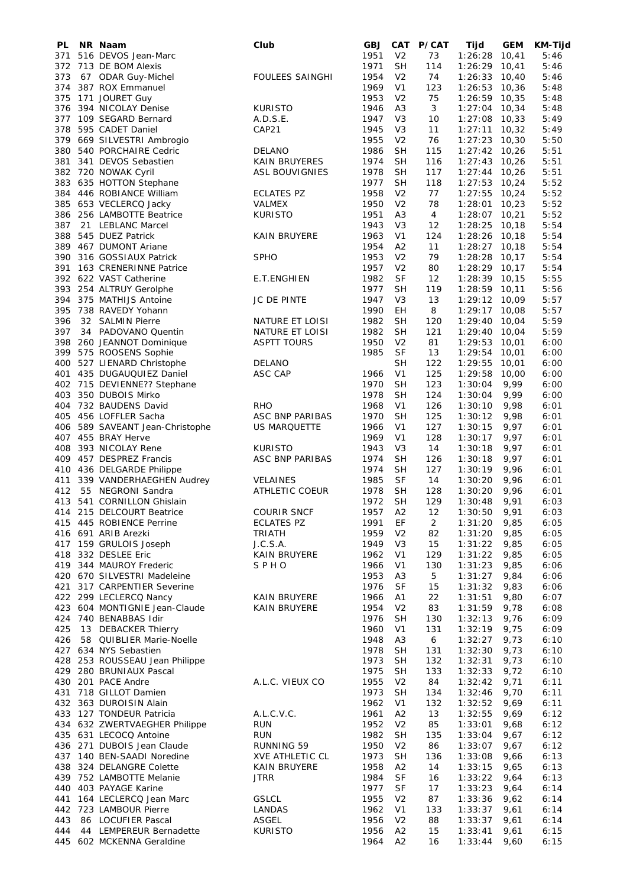| PL | NR | Naam | Club | GBJ | CAT | P/CAT | Tijd | GEM | KM-Tijd |
|---|---|---|---|---|---|---|---|---|---|
| 371 | 516 | DEVOS Jean-Marc | | 1951 | V2 | 73 | 1:26:28 | 10,41 | 5:46 |
| 372 | 713 | DE BOM Alexis | | 1971 | SH | 114 | 1:26:29 | 10,41 | 5:46 |
| 373 | 67 | ODAR Guy-Michel | FOULEES SAINGHI | 1954 | V2 | 74 | 1:26:33 | 10,40 | 5:46 |
| 374 | 387 | ROX Emmanuel | | 1969 | V1 | 123 | 1:26:53 | 10,36 | 5:48 |
| 375 | 171 | JOURET Guy | | 1953 | V2 | 75 | 1:26:59 | 10,35 | 5:48 |
| 376 | 394 | NICOLAY Denise | KURISTO | 1946 | A3 | 3 | 1:27:04 | 10,34 | 5:48 |
| 377 | 109 | SEGARD Bernard | A.D.S.E. | 1947 | V3 | 10 | 1:27:08 | 10,33 | 5:49 |
| 378 | 595 | CADET Daniel | CAP21 | 1945 | V3 | 11 | 1:27:11 | 10,32 | 5:49 |
| 379 | 669 | SILVESTRI Ambrogio | | 1955 | V2 | 76 | 1:27:23 | 10,30 | 5:50 |
| 380 | 540 | PORCHAIRE Cedric | DELANO | 1986 | SH | 115 | 1:27:42 | 10,26 | 5:51 |
| 381 | 341 | DEVOS Sebastien | KAIN BRUYERES | 1974 | SH | 116 | 1:27:43 | 10,26 | 5:51 |
| 382 | 720 | NOWAK Cyril | ASL BOUVIGNIES | 1978 | SH | 117 | 1:27:44 | 10,26 | 5:51 |
| 383 | 635 | HOTTON Stephane | | 1977 | SH | 118 | 1:27:53 | 10,24 | 5:52 |
| 384 | 446 | ROBIANCE William | ECLATES PZ | 1958 | V2 | 77 | 1:27:55 | 10,24 | 5:52 |
| 385 | 653 | VECLERCQ Jacky | VALMEX | 1950 | V2 | 78 | 1:28:01 | 10,23 | 5:52 |
| 386 | 256 | LAMBOTTE Beatrice | KURISTO | 1951 | A3 | 4 | 1:28:07 | 10,21 | 5:52 |
| 387 | 21 | LEBLANC Marcel | | 1943 | V3 | 12 | 1:28:25 | 10,18 | 5:54 |
| 388 | 545 | DUEZ Patrick | KAIN BRUYERE | 1963 | V1 | 124 | 1:28:26 | 10,18 | 5:54 |
| 389 | 467 | DUMONT Ariane | | 1954 | A2 | 11 | 1:28:27 | 10,18 | 5:54 |
| 390 | 316 | GOSSIAUX Patrick | SPHO | 1953 | V2 | 79 | 1:28:28 | 10,17 | 5:54 |
| 391 | 163 | CRENERINNE Patrice | | 1957 | V2 | 80 | 1:28:29 | 10,17 | 5:54 |
| 392 | 622 | VAST Catherine | E.T.ENGHIEN | 1982 | SF | 12 | 1:28:39 | 10,15 | 5:55 |
| 393 | 254 | ALTRUY Gerolphe | | 1977 | SH | 119 | 1:28:59 | 10,11 | 5:56 |
| 394 | 375 | MATHIJS Antoine | JC DE PINTE | 1947 | V3 | 13 | 1:29:12 | 10,09 | 5:57 |
| 395 | 738 | RAVEDY Yohann | | 1990 | EH | 8 | 1:29:17 | 10,08 | 5:57 |
| 396 | 32 | SALMIN Pierre | NATURE ET LOISI | 1982 | SH | 120 | 1:29:40 | 10,04 | 5:59 |
| 397 | 34 | PADOVANO Quentin | NATURE ET LOISI | 1982 | SH | 121 | 1:29:40 | 10,04 | 5:59 |
| 398 | 260 | JEANNOT Dominique | ASPTT TOURS | 1950 | V2 | 81 | 1:29:53 | 10,01 | 6:00 |
| 399 | 575 | ROOSENS Sophie | | 1985 | SF | 13 | 1:29:54 | 10,01 | 6:00 |
| 400 | 527 | LIENARD Christophe | DELANO | | SH | 122 | 1:29:55 | 10,01 | 6:00 |
| 401 | 435 | DUGAUQUIEZ Daniel | ASC CAP | 1966 | V1 | 125 | 1:29:58 | 10,00 | 6:00 |
| 402 | 715 | DEVIENNE?? Stephane | | 1970 | SH | 123 | 1:30:04 | 9,99 | 6:00 |
| 403 | 350 | DUBOIS Mirko | | 1978 | SH | 124 | 1:30:04 | 9,99 | 6:00 |
| 404 | 732 | BAUDENS David | RHO | 1968 | V1 | 126 | 1:30:10 | 9,98 | 6:01 |
| 405 | 456 | LOFFLER Sacha | ASC BNP PARIBAS | 1970 | SH | 125 | 1:30:12 | 9,98 | 6:01 |
| 406 | 589 | SAVEANT Jean-Christophe | US MARQUETTE | 1966 | V1 | 127 | 1:30:15 | 9,97 | 6:01 |
| 407 | 455 | BRAY Herve | | 1969 | V1 | 128 | 1:30:17 | 9,97 | 6:01 |
| 408 | 393 | NICOLAY Rene | KURISTO | 1943 | V3 | 14 | 1:30:18 | 9,97 | 6:01 |
| 409 | 457 | DESPREZ Francis | ASC BNP PARIBAS | 1974 | SH | 126 | 1:30:18 | 9,97 | 6:01 |
| 410 | 436 | DELGARDE Philippe | | 1974 | SH | 127 | 1:30:19 | 9,96 | 6:01 |
| 411 | 339 | VANDERHAEGHEN Audrey | VELAINES | 1985 | SF | 14 | 1:30:20 | 9,96 | 6:01 |
| 412 | 55 | NEGRONI Sandra | ATHLETIC COEUR | 1978 | SH | 128 | 1:30:20 | 9,96 | 6:01 |
| 413 | 541 | CORNILLON Ghislain | | 1972 | SH | 129 | 1:30:48 | 9,91 | 6:03 |
| 414 | 215 | DELCOURT Beatrice | COURIR SNCF | 1957 | A2 | 12 | 1:30:50 | 9,91 | 6:03 |
| 415 | 445 | ROBIENCE Perrine | ECLATES PZ | 1991 | EF | 2 | 1:31:20 | 9,85 | 6:05 |
| 416 | 691 | ARIB Arezki | TRIATH | 1959 | V2 | 82 | 1:31:20 | 9,85 | 6:05 |
| 417 | 159 | GRULOIS Joseph | J.C.S.A. | 1949 | V3 | 15 | 1:31:22 | 9,85 | 6:05 |
| 418 | 332 | DESLEE Eric | KAIN BRUYERE | 1962 | V1 | 129 | 1:31:22 | 9,85 | 6:05 |
| 419 | 344 | MAUROY Frederic | S P H O | 1966 | V1 | 130 | 1:31:23 | 9,85 | 6:06 |
| 420 | 670 | SILVESTRI Madeleine | | 1953 | A3 | 5 | 1:31:27 | 9,84 | 6:06 |
| 421 | 317 | CARPENTIER Severine | | 1976 | SF | 15 | 1:31:32 | 9,83 | 6:06 |
| 422 | 299 | LECLERCQ Nancy | KAIN BRUYERE | 1966 | A1 | 22 | 1:31:51 | 9,80 | 6:07 |
| 423 | 604 | MONTIGNIE Jean-Claude | KAIN BRUYERE | 1954 | V2 | 83 | 1:31:59 | 9,78 | 6:08 |
| 424 | 740 | BENABBAS Idir | | 1976 | SH | 130 | 1:32:13 | 9,76 | 6:09 |
| 425 | 13 | DEBACKER Thierry | | 1960 | V1 | 131 | 1:32:19 | 9,75 | 6:09 |
| 426 | 58 | QUIBLIER Marie-Noelle | | 1948 | A3 | 6 | 1:32:27 | 9,73 | 6:10 |
| 427 | 634 | NYS Sebastien | | 1978 | SH | 131 | 1:32:30 | 9,73 | 6:10 |
| 428 | 253 | ROUSSEAU Jean Philippe | | 1973 | SH | 132 | 1:32:31 | 9,73 | 6:10 |
| 429 | 280 | BRUNIAUX Pascal | | 1975 | SH | 133 | 1:32:33 | 9,72 | 6:10 |
| 430 | 201 | PACE Andre | A.L.C. VIEUX CO | 1955 | V2 | 84 | 1:32:42 | 9,71 | 6:11 |
| 431 | 718 | GILLOT Damien | | 1973 | SH | 134 | 1:32:46 | 9,70 | 6:11 |
| 432 | 363 | DUROISIN Alain | | 1962 | V1 | 132 | 1:32:52 | 9,69 | 6:11 |
| 433 | 127 | TONDEUR Patricia | A.L.C.V.C. | 1961 | A2 | 13 | 1:32:55 | 9,69 | 6:12 |
| 434 | 632 | ZWERTVAEGHER Philippe | RUN | 1952 | V2 | 85 | 1:33:01 | 9,68 | 6:12 |
| 435 | 631 | LECOCQ Antoine | RUN | 1982 | SH | 135 | 1:33:04 | 9,67 | 6:12 |
| 436 | 271 | DUBOIS Jean Claude | RUNNING 59 | 1950 | V2 | 86 | 1:33:07 | 9,67 | 6:12 |
| 437 | 140 | BEN-SAADI Noredine | XVE ATHLETIC CL | 1973 | SH | 136 | 1:33:08 | 9,66 | 6:13 |
| 438 | 324 | DELANGRE Colette | KAIN BRUYERE | 1958 | A2 | 14 | 1:33:15 | 9,65 | 6:13 |
| 439 | 752 | LAMBOTTE Melanie | JTRR | 1984 | SF | 16 | 1:33:22 | 9,64 | 6:13 |
| 440 | 403 | PAYAGE Karine | | 1977 | SF | 17 | 1:33:23 | 9,64 | 6:14 |
| 441 | 164 | LECLERCQ Jean Marc | GSLCL | 1955 | V2 | 87 | 1:33:36 | 9,62 | 6:14 |
| 442 | 723 | LAMBOUR Pierre | LANDAS | 1962 | V1 | 133 | 1:33:37 | 9,61 | 6:14 |
| 443 | 86 | LOCUFIER Pascal | ASGEL | 1956 | V2 | 88 | 1:33:37 | 9,61 | 6:14 |
| 444 | 44 | LEMPEREUR Bernadette | KURISTO | 1956 | A2 | 15 | 1:33:41 | 9,61 | 6:15 |
| 445 | 602 | MCKENNA Geraldine | | 1964 | A2 | 16 | 1:33:44 | 9,60 | 6:15 |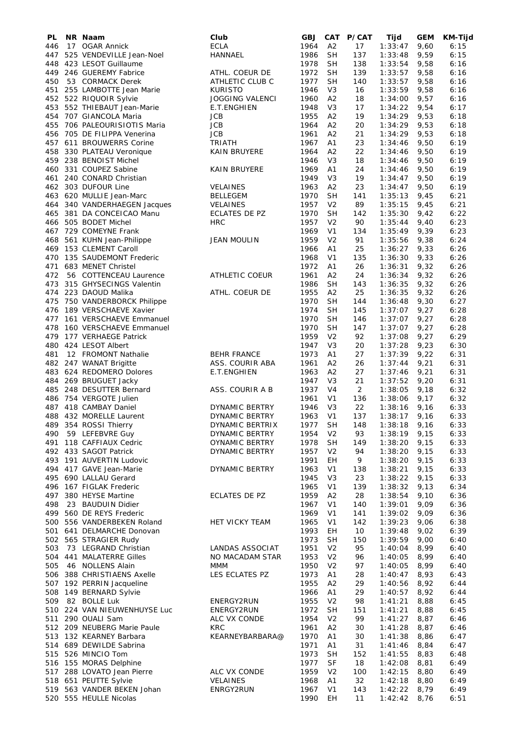| PL | NR | Naam | Club | GBJ | CAT | P/CAT | Tijd | GEM | KM-Tijd |
|---|---|---|---|---|---|---|---|---|---|
| 446 | 17 | OGAR Annick | ECLA | 1964 | A2 | 17 | 1:33:47 | 9,60 | 6:15 |
| 447 | 525 | VENDEVILLE Jean-Noel | HANNAEL | 1986 | SH | 137 | 1:33:48 | 9,59 | 6:15 |
| 448 | 423 | LESOT Guillaume | | 1978 | SH | 138 | 1:33:54 | 9,58 | 6:16 |
| 449 | 246 | GUEREMY Fabrice | ATHL. COEUR DE | 1972 | SH | 139 | 1:33:57 | 9,58 | 6:16 |
| 450 | 53 | CORMACK Derek | ATHLETIC CLUB C | 1977 | SH | 140 | 1:33:57 | 9,58 | 6:16 |
| 451 | 255 | LAMBOTTE Jean Marie | KURISTO | 1946 | V3 | 16 | 1:33:59 | 9,58 | 6:16 |
| 452 | 522 | RIQUOIR Sylvie | JOGGING VALENCI | 1960 | A2 | 18 | 1:34:00 | 9,57 | 6:16 |
| 453 | 552 | THIEBAUT Jean-Marie | E.T.ENGHIEN | 1948 | V3 | 17 | 1:34:22 | 9,54 | 6:17 |
| 454 | 707 | GIANCOLA Maria | JCB | 1955 | A2 | 19 | 1:34:29 | 9,53 | 6:18 |
| 455 | 706 | PALEOURISIOTIS Maria | JCB | 1964 | A2 | 20 | 1:34:29 | 9,53 | 6:18 |
| 456 | 705 | DE FILIPPA Venerina | JCB | 1961 | A2 | 21 | 1:34:29 | 9,53 | 6:18 |
| 457 | 611 | BROUWERRS Corine | TRIATH | 1967 | A1 | 23 | 1:34:46 | 9,50 | 6:19 |
| 458 | 330 | PLATEAU Veronique | KAIN BRUYERE | 1964 | A2 | 22 | 1:34:46 | 9,50 | 6:19 |
| 459 | 238 | BENOIST Michel | | 1946 | V3 | 18 | 1:34:46 | 9,50 | 6:19 |
| 460 | 331 | COUPEZ Sabine | KAIN BRUYERE | 1969 | A1 | 24 | 1:34:46 | 9,50 | 6:19 |
| 461 | 240 | CONARD Christian | | 1949 | V3 | 19 | 1:34:47 | 9,50 | 6:19 |
| 462 | 303 | DUFOUR Line | VELAINES | 1963 | A2 | 23 | 1:34:47 | 9,50 | 6:19 |
| 463 | 620 | MULLIE Jean-Marc | BELLEGEM | 1970 | SH | 141 | 1:35:13 | 9,45 | 6:21 |
| 464 | 340 | VANDERHAEGEN Jacques | VELAINES | 1957 | V2 | 89 | 1:35:15 | 9,45 | 6:21 |
| 465 | 381 | DA CONCEICAO Manu | ECLATES DE PZ | 1970 | SH | 142 | 1:35:30 | 9,42 | 6:22 |
| 466 | 505 | BODET Michel | HRC | 1957 | V2 | 90 | 1:35:44 | 9,40 | 6:23 |
| 467 | 729 | COMEYNE Frank | | 1969 | V1 | 134 | 1:35:49 | 9,39 | 6:23 |
| 468 | 561 | KUHN Jean-Philippe | JEAN MOULIN | 1959 | V2 | 91 | 1:35:56 | 9,38 | 6:24 |
| 469 | 153 | CLEMENT Caroll | | 1966 | A1 | 25 | 1:36:27 | 9,33 | 6:26 |
| 470 | 135 | SAUDEMONT Frederic | | 1968 | V1 | 135 | 1:36:30 | 9,33 | 6:26 |
| 471 | 683 | MENET Christel | | 1972 | A1 | 26 | 1:36:31 | 9,32 | 6:26 |
| 472 | 56 | COTTENCEAU Laurence | ATHLETIC COEUR | 1961 | A2 | 24 | 1:36:34 | 9,32 | 6:26 |
| 473 | 315 | GHYSECINGS Valentin | | 1986 | SH | 143 | 1:36:35 | 9,32 | 6:26 |
| 474 | 223 | DAOUD Malika | ATHL. COEUR DE | 1955 | A2 | 25 | 1:36:35 | 9,32 | 6:26 |
| 475 | 750 | VANDERBORCK Philippe | | 1970 | SH | 144 | 1:36:48 | 9,30 | 6:27 |
| 476 | 189 | VERSCHAEVE Xavier | | 1974 | SH | 145 | 1:37:07 | 9,27 | 6:28 |
| 477 | 161 | VERSCHAEVE Emmanuel | | 1970 | SH | 146 | 1:37:07 | 9,27 | 6:28 |
| 478 | 160 | VERSCHAEVE Emmanuel | | 1970 | SH | 147 | 1:37:07 | 9,27 | 6:28 |
| 479 | 177 | VERHAEGE Patrick | | 1959 | V2 | 92 | 1:37:08 | 9,27 | 6:29 |
| 480 | 424 | LESOT Albert | | 1947 | V3 | 20 | 1:37:28 | 9,23 | 6:30 |
| 481 | 12 | FROMONT Nathalie | BEHR FRANCE | 1973 | A1 | 27 | 1:37:39 | 9,22 | 6:31 |
| 482 | 247 | WANAT Brigitte | ASS. COURIR ABA | 1961 | A2 | 26 | 1:37:44 | 9,21 | 6:31 |
| 483 | 624 | REDOMERO Dolores | E.T.ENGHIEN | 1963 | A2 | 27 | 1:37:46 | 9,21 | 6:31 |
| 484 | 269 | BRUGUET Jacky | | 1947 | V3 | 21 | 1:37:52 | 9,20 | 6:31 |
| 485 | 248 | DESUTTER Bernard | ASS. COURIR A B | 1937 | V4 | 2 | 1:38:05 | 9,18 | 6:32 |
| 486 | 754 | VERGOTE Julien | | 1961 | V1 | 136 | 1:38:06 | 9,17 | 6:32 |
| 487 | 418 | CAMBAY Daniel | DYNAMIC BERTRY | 1946 | V3 | 22 | 1:38:16 | 9,16 | 6:33 |
| 488 | 432 | MORELLE Laurent | DYNAMIC BERTRY | 1963 | V1 | 137 | 1:38:17 | 9,16 | 6:33 |
| 489 | 354 | ROSSI Thierry | DYNAMIC BERTRIX | 1977 | SH | 148 | 1:38:18 | 9,16 | 6:33 |
| 490 | 59 | LEFEBVRE Guy | DYNAMIC BERTRY | 1954 | V2 | 93 | 1:38:19 | 9,15 | 6:33 |
| 491 | 118 | CAFFIAUX Cedric | OYNAMIC BERTRY | 1978 | SH | 149 | 1:38:20 | 9,15 | 6:33 |
| 492 | 433 | SAGOT Patrick | DYNAMIC BERTRY | 1957 | V2 | 94 | 1:38:20 | 9,15 | 6:33 |
| 493 | 191 | AUVERTIN Ludovic | | 1991 | EH | 9 | 1:38:20 | 9,15 | 6:33 |
| 494 | 417 | GAVE Jean-Marie | DYNAMIC BERTRY | 1963 | V1 | 138 | 1:38:21 | 9,15 | 6:33 |
| 495 | 690 | LALLAU Gerard | | 1945 | V3 | 23 | 1:38:22 | 9,15 | 6:33 |
| 496 | 167 | FIGLAK Frederic | | 1965 | V1 | 139 | 1:38:32 | 9,13 | 6:34 |
| 497 | 380 | HEYSE Martine | ECLATES DE PZ | 1959 | A2 | 28 | 1:38:54 | 9,10 | 6:36 |
| 498 | 23 | BAUDUIN Didier | | 1967 | V1 | 140 | 1:39:01 | 9,09 | 6:36 |
| 499 | 560 | DE REYS Frederic | | 1969 | V1 | 141 | 1:39:02 | 9,09 | 6:36 |
| 500 | 556 | VANDERBEKEN Roland | HET VICKY TEAM | 1965 | V1 | 142 | 1:39:23 | 9,06 | 6:38 |
| 501 | 641 | DELMARCHE Donovan | | 1993 | EH | 10 | 1:39:48 | 9,02 | 6:39 |
| 502 | 565 | STRAGIER Rudy | | 1973 | SH | 150 | 1:39:59 | 9,00 | 6:40 |
| 503 | 73 | LEGRAND Christian | LANDAS ASSOCIAT | 1951 | V2 | 95 | 1:40:04 | 8,99 | 6:40 |
| 504 | 441 | MALATERRE Gilles | NO MACADAM STAR | 1953 | V2 | 96 | 1:40:05 | 8,99 | 6:40 |
| 505 | 46 | NOLLENS Alain | MMM | 1950 | V2 | 97 | 1:40:05 | 8,99 | 6:40 |
| 506 | 388 | CHRISTIAENS Axelle | LES ECLATES PZ | 1973 | A1 | 28 | 1:40:47 | 8,93 | 6:43 |
| 507 | 192 | PERRIN Jacqueline | | 1955 | A2 | 29 | 1:40:56 | 8,92 | 6:44 |
| 508 | 149 | BERNARD Sylvie | | 1966 | A1 | 29 | 1:40:57 | 8,92 | 6:44 |
| 509 | 82 | BOLLE Luk | ENERGY2RUN | 1955 | V2 | 98 | 1:41:21 | 8,88 | 6:45 |
| 510 | 224 | VAN NIEUWENHUYSE Luc | ENERGY2RUN | 1972 | SH | 151 | 1:41:21 | 8,88 | 6:45 |
| 511 | 290 | OUALI Sam | ALC VX CONDE | 1954 | V2 | 99 | 1:41:27 | 8,87 | 6:46 |
| 512 | 209 | NEUBERG Marie Paule | KRC | 1961 | A2 | 30 | 1:41:28 | 8,87 | 6:46 |
| 513 | 132 | KEARNEY Barbara | KEARNEYBARBARA@ | 1970 | A1 | 30 | 1:41:38 | 8,86 | 6:47 |
| 514 | 689 | DEWILDE Sabrina | | 1971 | A1 | 31 | 1:41:46 | 8,84 | 6:47 |
| 515 | 526 | MINCIO Tom | | 1973 | SH | 152 | 1:41:55 | 8,83 | 6:48 |
| 516 | 155 | MORAS Delphine | | 1977 | SF | 18 | 1:42:08 | 8,81 | 6:49 |
| 517 | 288 | LOVATO Jean Pierre | ALC VX CONDE | 1959 | V2 | 100 | 1:42:15 | 8,80 | 6:49 |
| 518 | 651 | PEUTTE Sylvie | VELAINES | 1968 | A1 | 32 | 1:42:18 | 8,80 | 6:49 |
| 519 | 563 | VANDER BEKEN Johan | ENRGY2RUN | 1967 | V1 | 143 | 1:42:22 | 8,79 | 6:49 |
| 520 | 555 | HEULLE Nicolas | | 1990 | EH | 11 | 1:42:42 | 8,76 | 6:51 |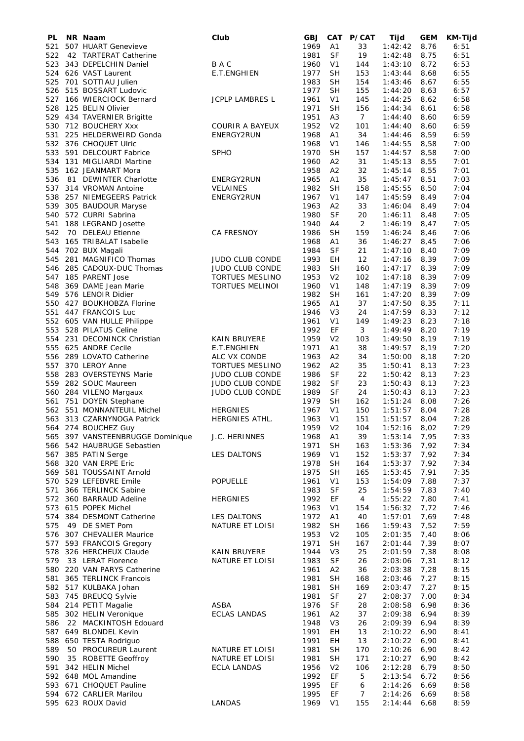| PL | NR | Naam | Club | GBJ | CAT | P/CAT | Tijd | GEM | KM-Tijd |
|---|---|---|---|---|---|---|---|---|---|
| 521 | 507 | HUART Genevieve | | 1969 | A1 | 33 | 1:42:42 | 8,76 | 6:51 |
| 522 | 42 | TARTERAT Catherine | | 1981 | SF | 19 | 1:42:48 | 8,75 | 6:51 |
| 523 | 343 | DEPELCHIN Daniel | B A C | 1960 | V1 | 144 | 1:43:10 | 8,72 | 6:53 |
| 524 | 626 | VAST Laurent | E.T.ENGHIEN | 1977 | SH | 153 | 1:43:44 | 8,68 | 6:55 |
| 525 | 701 | SOTTIAU Julien | | 1983 | SH | 154 | 1:43:46 | 8,67 | 6:55 |
| 526 | 515 | BOSSART Ludovic | | 1977 | SH | 155 | 1:44:20 | 8,63 | 6:57 |
| 527 | 166 | WIERCIOCK Bernard | JCPLP LAMBRES L | 1961 | V1 | 145 | 1:44:25 | 8,62 | 6:58 |
| 528 | 125 | BELIN Olivier | | 1971 | SH | 156 | 1:44:34 | 8,61 | 6:58 |
| 529 | 434 | TAVERNIER Brigitte | | 1951 | A3 | 7 | 1:44:40 | 8,60 | 6:59 |
| 530 | 712 | BOUCHERY Xxx | COURIR A BAYEUX | 1952 | V2 | 101 | 1:44:40 | 8,60 | 6:59 |
| 531 | 225 | HELDERWEIRD Gonda | ENERGY2RUN | 1968 | A1 | 34 | 1:44:46 | 8,59 | 6:59 |
| 532 | 376 | CHOQUET Ulric | | 1968 | V1 | 146 | 1:44:55 | 8,58 | 7:00 |
| 533 | 591 | DELCOURT Fabrice | SPHO | 1970 | SH | 157 | 1:44:57 | 8,58 | 7:00 |
| 534 | 131 | MIGLIARDI Martine | | 1960 | A2 | 31 | 1:45:13 | 8,55 | 7:01 |
| 535 | 162 | JEANMART Mora | | 1958 | A2 | 32 | 1:45:14 | 8,55 | 7:01 |
| 536 | 81 | DEWINTER Charlotte | ENERGY2RUN | 1965 | A1 | 35 | 1:45:47 | 8,51 | 7:03 |
| 537 | 314 | VROMAN Antoine | VELAINES | 1982 | SH | 158 | 1:45:55 | 8,50 | 7:04 |
| 538 | 257 | NIEMEGEERS Patrick | ENERGY2RUN | 1967 | V1 | 147 | 1:45:59 | 8,49 | 7:04 |
| 539 | 305 | BAUDOUR Maryse | | 1963 | A2 | 33 | 1:46:04 | 8,49 | 7:04 |
| 540 | 572 | CURRI Sabrina | | 1980 | SF | 20 | 1:46:11 | 8,48 | 7:05 |
| 541 | 188 | LEGRAND Josette | | 1940 | A4 | 2 | 1:46:19 | 8,47 | 7:05 |
| 542 | 70 | DELEAU Etienne | CA FRESNOY | 1986 | SH | 159 | 1:46:24 | 8,46 | 7:06 |
| 543 | 165 | TRIBALAT Isabelle | | 1968 | A1 | 36 | 1:46:27 | 8,45 | 7:06 |
| 544 | 702 | BUX Magali | | 1984 | SF | 21 | 1:47:10 | 8,40 | 7:09 |
| 545 | 281 | MAGNIFICO Thomas | JUDO CLUB CONDE | 1993 | EH | 12 | 1:47:16 | 8,39 | 7:09 |
| 546 | 285 | CADOUX-DUC Thomas | JUDO CLUB CONDE | 1983 | SH | 160 | 1:47:17 | 8,39 | 7:09 |
| 547 | 185 | PARENT Jose | TORTUES MESLINO | 1953 | V2 | 102 | 1:47:18 | 8,39 | 7:09 |
| 548 | 369 | DAME Jean Marie | TORTUES MELINOI | 1960 | V1 | 148 | 1:47:19 | 8,39 | 7:09 |
| 549 | 576 | LENOIR Didier | | 1982 | SH | 161 | 1:47:20 | 8,39 | 7:09 |
| 550 | 427 | BOUKHOBZA Florine | | 1965 | A1 | 37 | 1:47:50 | 8,35 | 7:11 |
| 551 | 447 | FRANCOIS Luc | | 1946 | V3 | 24 | 1:47:59 | 8,33 | 7:12 |
| 552 | 605 | VAN HULLE Philippe | | 1961 | V1 | 149 | 1:49:23 | 8,23 | 7:18 |
| 553 | 528 | PILATUS Celine | | 1992 | EF | 3 | 1:49:49 | 8,20 | 7:19 |
| 554 | 231 | DECONINCK Christian | KAIN BRUYERE | 1959 | V2 | 103 | 1:49:50 | 8,19 | 7:19 |
| 555 | 625 | ANDRE Cecile | E.T.ENGHIEN | 1971 | A1 | 38 | 1:49:57 | 8,19 | 7:20 |
| 556 | 289 | LOVATO Catherine | ALC VX CONDE | 1963 | A2 | 34 | 1:50:00 | 8,18 | 7:20 |
| 557 | 370 | LEROY Anne | TORTUES MESLINO | 1962 | A2 | 35 | 1:50:41 | 8,13 | 7:23 |
| 558 | 283 | OVERSTEYNS Marie | JUDO CLUB CONDE | 1986 | SF | 22 | 1:50:42 | 8,13 | 7:23 |
| 559 | 282 | SOUC Maureen | JUDO CLUB CONDE | 1982 | SF | 23 | 1:50:43 | 8,13 | 7:23 |
| 560 | 284 | VILENO Margaux | JUDO CLUB CONDE | 1989 | SF | 24 | 1:50:43 | 8,13 | 7:23 |
| 561 | 751 | DOYEN Stephane | | 1979 | SH | 162 | 1:51:24 | 8,08 | 7:26 |
| 562 | 551 | MONNANTEUIL Michel | HERGNIES | 1967 | V1 | 150 | 1:51:57 | 8,04 | 7:28 |
| 563 | 313 | CZARNYNOGA Patrick | HERGNIES ATHL. | 1963 | V1 | 151 | 1:51:57 | 8,04 | 7:28 |
| 564 | 274 | BOUCHEZ Guy | | 1959 | V2 | 104 | 1:52:16 | 8,02 | 7:29 |
| 565 | 397 | VANSTEENBRUGGE Dominique | J.C. HERINNES | 1968 | A1 | 39 | 1:53:14 | 7,95 | 7:33 |
| 566 | 542 | HAUBRUGE Sebastien | | 1971 | SH | 163 | 1:53:36 | 7,92 | 7:34 |
| 567 | 385 | PATIN Serge | LES DALTONS | 1969 | V1 | 152 | 1:53:37 | 7,92 | 7:34 |
| 568 | 320 | VAN ERPE Eric | | 1978 | SH | 164 | 1:53:37 | 7,92 | 7:34 |
| 569 | 581 | TOUSSAINT Arnold | | 1975 | SH | 165 | 1:53:45 | 7,91 | 7:35 |
| 570 | 529 | LEFEBVRE Emile | POPUELLE | 1961 | V1 | 153 | 1:54:09 | 7,88 | 7:37 |
| 571 | 366 | TERLINCK Sabine | | 1983 | SF | 25 | 1:54:59 | 7,83 | 7:40 |
| 572 | 360 | BARRAUD Adeline | HERGNIES | 1992 | EF | 4 | 1:55:22 | 7,80 | 7:41 |
| 573 | 615 | POPEK Michel | | 1963 | V1 | 154 | 1:56:32 | 7,72 | 7:46 |
| 574 | 384 | DESMONT Catherine | LES DALTONS | 1972 | A1 | 40 | 1:57:01 | 7,69 | 7:48 |
| 575 | 49 | DE SMET Pom | NATURE ET LOISI | 1982 | SH | 166 | 1:59:43 | 7,52 | 7:59 |
| 576 | 307 | CHEVALIER Maurice | | 1953 | V2 | 105 | 2:01:35 | 7,40 | 8:06 |
| 577 | 593 | FRANCOIS Gregory | | 1971 | SH | 167 | 2:01:44 | 7,39 | 8:07 |
| 578 | 326 | HERCHEUX Claude | KAIN BRUYERE | 1944 | V3 | 25 | 2:01:59 | 7,38 | 8:08 |
| 579 | 33 | LERAT Florence | NATURE ET LOISI | 1983 | SF | 26 | 2:03:06 | 7,31 | 8:12 |
| 580 | 220 | VAN PARYS Catherine | | 1961 | A2 | 36 | 2:03:38 | 7,28 | 8:15 |
| 581 | 365 | TERLINCK Francois | | 1981 | SH | 168 | 2:03:46 | 7,27 | 8:15 |
| 582 | 517 | KULBAKA Johan | | 1981 | SH | 169 | 2:03:47 | 7,27 | 8:15 |
| 583 | 745 | BREUCQ Sylvie | | 1981 | SF | 27 | 2:08:37 | 7,00 | 8:34 |
| 584 | 214 | PETIT Magalie | ASBA | 1976 | SF | 28 | 2:08:58 | 6,98 | 8:36 |
| 585 | 302 | HELIN Veronique | ECLAS LANDAS | 1961 | A2 | 37 | 2:09:38 | 6,94 | 8:39 |
| 586 | 22 | MACKINTOSH Edouard | | 1948 | V3 | 26 | 2:09:39 | 6,94 | 8:39 |
| 587 | 649 | BLONDEL Kevin | | 1991 | EH | 13 | 2:10:22 | 6,90 | 8:41 |
| 588 | 650 | TESTA Rodriguo | | 1991 | EH | 13 | 2:10:22 | 6,90 | 8:41 |
| 589 | 50 | PROCUREUR Laurent | NATURE ET LOISI | 1981 | SH | 170 | 2:10:26 | 6,90 | 8:42 |
| 590 | 35 | ROBETTE Geoffroy | NATURE ET LOISI | 1981 | SH | 171 | 2:10:27 | 6,90 | 8:42 |
| 591 | 342 | HELIN Michel | ECLA LANDAS | 1956 | V2 | 106 | 2:12:28 | 6,79 | 8:50 |
| 592 | 648 | MOL Amandine | | 1992 | EF | 5 | 2:13:54 | 6,72 | 8:56 |
| 593 | 671 | CHOQUET Pauline | | 1995 | EF | 6 | 2:14:26 | 6,69 | 8:58 |
| 594 | 672 | CARLIER Marilou | | 1995 | EF | 7 | 2:14:26 | 6,69 | 8:58 |
| 595 | 623 | ROUX David | LANDAS | 1969 | V1 | 155 | 2:14:44 | 6,68 | 8:59 |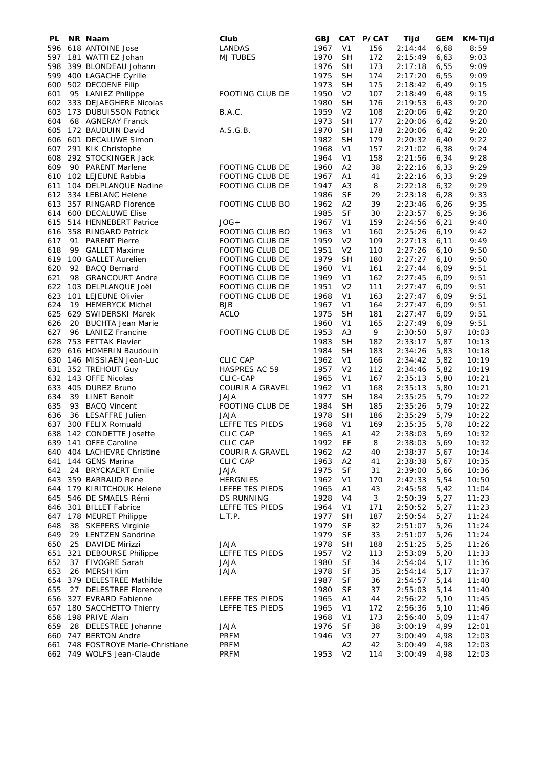| PL | NR | Naam | Club | GBJ | CAT | P/CAT | Tijd | GEM | KM-Tijd |
|---|---|---|---|---|---|---|---|---|---|
| 596 | 618 | ANTOINE Jose | LANDAS | 1967 | V1 | 156 | 2:14:44 | 6,68 | 8:59 |
| 597 | 181 | WATTIEZ Johan | MJ TUBES | 1970 | SH | 172 | 2:15:49 | 6,63 | 9:03 |
| 598 | 399 | BLONDEAU Johann | | 1976 | SH | 173 | 2:17:18 | 6,55 | 9:09 |
| 599 | 400 | LAGACHE Cyrille | | 1975 | SH | 174 | 2:17:20 | 6,55 | 9:09 |
| 600 | 502 | DECOENE Filip | | 1973 | SH | 175 | 2:18:42 | 6,49 | 9:15 |
| 601 | 95 | LANIEZ Philippe | FOOTING CLUB DE | 1950 | V2 | 107 | 2:18:49 | 6,48 | 9:15 |
| 602 | 333 | DEJAEGHERE Nicolas | | 1980 | SH | 176 | 2:19:53 | 6,43 | 9:20 |
| 603 | 173 | DUBUISSON Patrick | B.A.C. | 1959 | V2 | 108 | 2:20:06 | 6,42 | 9:20 |
| 604 | 68 | AGNERAY Franck | | 1973 | SH | 177 | 2:20:06 | 6,42 | 9:20 |
| 605 | 172 | BAUDUIN David | A.S.G.B. | 1970 | SH | 178 | 2:20:06 | 6,42 | 9:20 |
| 606 | 601 | DECALUWE Simon | | 1982 | SH | 179 | 2:20:32 | 6,40 | 9:22 |
| 607 | 291 | KIK Christophe | | 1968 | V1 | 157 | 2:21:02 | 6,38 | 9:24 |
| 608 | 292 | STOCKINGER Jack | | 1964 | V1 | 158 | 2:21:56 | 6,34 | 9:28 |
| 609 | 90 | PARENT Marlene | FOOTING CLUB DE | 1960 | A2 | 38 | 2:22:16 | 6,33 | 9:29 |
| 610 | 102 | LEJEUNE Rabbia | FOOTING CLUB DE | 1967 | A1 | 41 | 2:22:16 | 6,33 | 9:29 |
| 611 | 104 | DELPLANQUE Nadine | FOOTING CLUB DE | 1947 | A3 | 8 | 2:22:18 | 6,32 | 9:29 |
| 612 | 334 | LEBLANC Helene | | 1986 | SF | 29 | 2:23:18 | 6,28 | 9:33 |
| 613 | 357 | RINGARD Florence | FOOTING CLUB BO | 1962 | A2 | 39 | 2:23:46 | 6,26 | 9:35 |
| 614 | 600 | DECALUWE Elise | | 1985 | SF | 30 | 2:23:57 | 6,25 | 9:36 |
| 615 | 514 | HENNEBERT Patrice | JOG+ | 1967 | V1 | 159 | 2:24:56 | 6,21 | 9:40 |
| 616 | 358 | RINGARD Patrick | FOOTING CLUB BO | 1963 | V1 | 160 | 2:25:26 | 6,19 | 9:42 |
| 617 | 91 | PARENT Pierre | FOOTING CLUB DE | 1959 | V2 | 109 | 2:27:13 | 6,11 | 9:49 |
| 618 | 99 | GALLET Maxime | FOOTING CLUB DE | 1951 | V2 | 110 | 2:27:26 | 6,10 | 9:50 |
| 619 | 100 | GALLET Aurelien | FOOTING CLUB DE | 1979 | SH | 180 | 2:27:27 | 6,10 | 9:50 |
| 620 | 92 | BACQ Bernard | FOOTING CLUB DE | 1960 | V1 | 161 | 2:27:44 | 6,09 | 9:51 |
| 621 | 98 | GRANCOURT Andre | FOOTING CLUB DE | 1969 | V1 | 162 | 2:27:45 | 6,09 | 9:51 |
| 622 | 103 | DELPLANQUE Joël | FOOTING CLUB DE | 1951 | V2 | 111 | 2:27:47 | 6,09 | 9:51 |
| 623 | 101 | LEJEUNE Olivier | FOOTING CLUB DE | 1968 | V1 | 163 | 2:27:47 | 6,09 | 9:51 |
| 624 | 19 | HEMERYCK Michel | BJB | 1967 | V1 | 164 | 2:27:47 | 6,09 | 9:51 |
| 625 | 629 | SWIDERSKI Marek | ACLO | 1975 | SH | 181 | 2:27:47 | 6,09 | 9:51 |
| 626 | 20 | BUCHTA Jean Marie | | 1960 | V1 | 165 | 2:27:49 | 6,09 | 9:51 |
| 627 | 96 | LANIEZ Francine | FOOTING CLUB DE | 1953 | A3 | 9 | 2:30:50 | 5,97 | 10:03 |
| 628 | 753 | FETTAK Flavier | | 1983 | SH | 182 | 2:33:17 | 5,87 | 10:13 |
| 629 | 616 | HOMERIN Baudouin | | 1984 | SH | 183 | 2:34:26 | 5,83 | 10:18 |
| 630 | 146 | MISSIAEN Jean-Luc | CLIC CAP | 1962 | V1 | 166 | 2:34:42 | 5,82 | 10:19 |
| 631 | 352 | TREHOUT Guy | HASPRES AC 59 | 1957 | V2 | 112 | 2:34:46 | 5,82 | 10:19 |
| 632 | 143 | OFFE Nicolas | CLIC-CAP | 1965 | V1 | 167 | 2:35:13 | 5,80 | 10:21 |
| 633 | 405 | DUREZ Bruno | COURIR A GRAVEL | 1962 | V1 | 168 | 2:35:13 | 5,80 | 10:21 |
| 634 | 39 | LINET Benoit | JAJA | 1977 | SH | 184 | 2:35:25 | 5,79 | 10:22 |
| 635 | 93 | BACQ Vincent | FOOTING CLUB DE | 1984 | SH | 185 | 2:35:26 | 5,79 | 10:22 |
| 636 | 36 | LESAFFRE Julien | JAJA | 1978 | SH | 186 | 2:35:29 | 5,79 | 10:22 |
| 637 | 300 | FELIX Romuald | LEFFE TES PIEDS | 1968 | V1 | 169 | 2:35:35 | 5,78 | 10:22 |
| 638 | 142 | CONDETTE Josette | CLIC CAP | 1965 | A1 | 42 | 2:38:03 | 5,69 | 10:32 |
| 639 | 141 | OFFE Caroline | CLIC CAP | 1992 | EF | 8 | 2:38:03 | 5,69 | 10:32 |
| 640 | 404 | LACHEVRE Christine | COURIR A GRAVEL | 1962 | A2 | 40 | 2:38:37 | 5,67 | 10:34 |
| 641 | 144 | GENS Marina | CLIC CAP | 1963 | A2 | 41 | 2:38:38 | 5,67 | 10:35 |
| 642 | 24 | BRYCKAERT Emilie | JAJA | 1975 | SF | 31 | 2:39:00 | 5,66 | 10:36 |
| 643 | 359 | BARRAUD Rene | HERGNIES | 1962 | V1 | 170 | 2:42:33 | 5,54 | 10:50 |
| 644 | 179 | KIRITCHOUK Helene | LEFFE TES PIEDS | 1965 | A1 | 43 | 2:45:58 | 5,42 | 11:04 |
| 645 | 546 | DE SMAELS Rémi | DS RUNNING | 1928 | V4 | 3 | 2:50:39 | 5,27 | 11:23 |
| 646 | 301 | BILLET Fabrice | LEFFE TES PIEDS | 1964 | V1 | 171 | 2:50:52 | 5,27 | 11:23 |
| 647 | 178 | MEURET Philippe | L.T.P. | 1977 | SH | 187 | 2:50:54 | 5,27 | 11:24 |
| 648 | 38 | SKEPERS Virginie | | 1979 | SF | 32 | 2:51:07 | 5,26 | 11:24 |
| 649 | 29 | LENTZEN Sandrine | | 1979 | SF | 33 | 2:51:07 | 5,26 | 11:24 |
| 650 | 25 | DAVIDE Mirizzi | JAJA | 1978 | SH | 188 | 2:51:25 | 5,25 | 11:26 |
| 651 | 321 | DEBOURSE Philippe | LEFFE TES PIEDS | 1957 | V2 | 113 | 2:53:09 | 5,20 | 11:33 |
| 652 | 37 | FIVOGRE Sarah | JAJA | 1980 | SF | 34 | 2:54:04 | 5,17 | 11:36 |
| 653 | 26 | MERSH Kim | JAJA | 1978 | SF | 35 | 2:54:14 | 5,17 | 11:37 |
| 654 | 379 | DELESTREE Mathilde | | 1987 | SF | 36 | 2:54:57 | 5,14 | 11:40 |
| 655 | 27 | DELESTREE Florence | | 1980 | SF | 37 | 2:55:03 | 5,14 | 11:40 |
| 656 | 327 | EVRARD Fabienne | LEFFE TES PIEDS | 1965 | A1 | 44 | 2:56:22 | 5,10 | 11:45 |
| 657 | 180 | SACCHETTO Thierry | LEFFE TES PIEDS | 1965 | V1 | 172 | 2:56:36 | 5,10 | 11:46 |
| 658 | 198 | PRIVE Alain | | 1968 | V1 | 173 | 2:56:40 | 5,09 | 11:47 |
| 659 | 28 | DELESTREE Johanne | JAJA | 1976 | SF | 38 | 3:00:19 | 4,99 | 12:01 |
| 660 | 747 | BERTON Andre | PRFM | 1946 | V3 | 27 | 3:00:49 | 4,98 | 12:03 |
| 661 | 748 | FOSTROYE Marie-Christiane | PRFM | | A2 | 42 | 3:00:49 | 4,98 | 12:03 |
| 662 | 749 | WOLFS Jean-Claude | PRFM | 1953 | V2 | 114 | 3:00:49 | 4,98 | 12:03 |